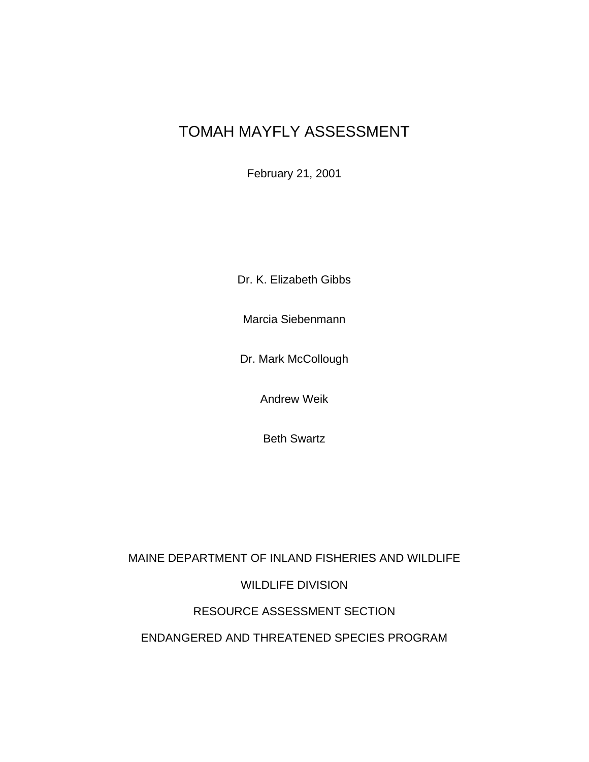# TOMAH MAYFLY ASSESSMENT

February 21, 2001

Dr. K. Elizabeth Gibbs

Marcia Siebenmann

Dr. Mark McCollough

Andrew Weik

Beth Swartz

MAINE DEPARTMENT OF INLAND FISHERIES AND WILDLIFE

WILDLIFE DIVISION

RESOURCE ASSESSMENT SECTION

ENDANGERED AND THREATENED SPECIES PROGRAM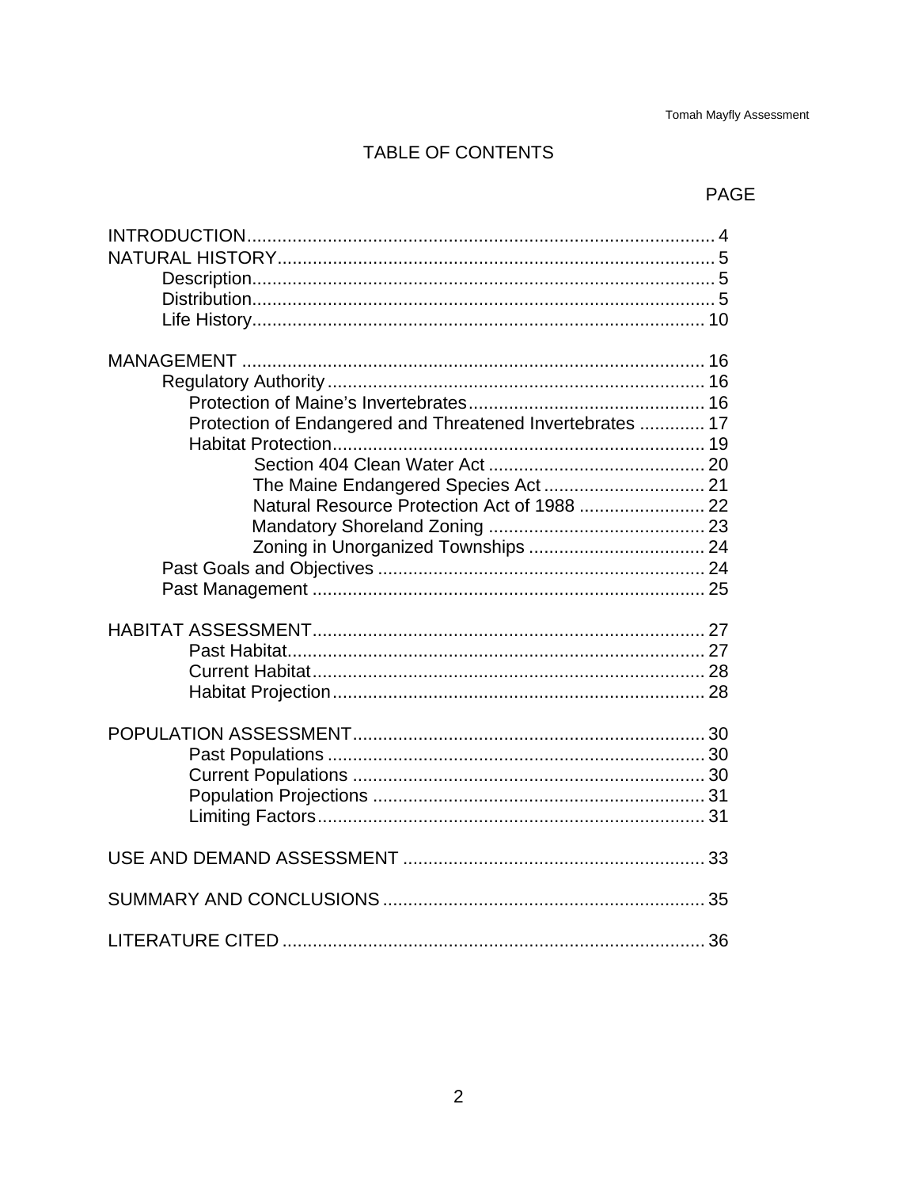# TABLE OF CONTENTS

| | PAGE |
|---|---|
| INTRODUCTION | 4 |
| NATURAL HISTORY | 5 |
| Description | 5 |
| Distribution | 5 |
| Life History | 10 |
| MANAGEMENT | 16 |
| Regulatory Authority | 16 |
| Protection of Maine's Invertebrates | 16 |
| Protection of Endangered and Threatened Invertebrates | 17 |
| Habitat Protection | 19 |
| Section 404 Clean Water Act | 20 |
| The Maine Endangered Species Act | 21 |
| Natural Resource Protection Act of 1988 | 22 |
| Mandatory Shoreland Zoning | 23 |
| Zoning in Unorganized Townships | 24 |
| Past Goals and Objectives | 24 |
| Past Management | 25 |
| HABITAT ASSESSMENT | 27 |
| Past Habitat | 27 |
| Current Habitat | 28 |
| Habitat Projection | 28 |
| POPULATION ASSESSMENT | 30 |
| Past Populations | 30 |
| Current Populations | 30 |
| Population Projections | 31 |
| Limiting Factors | 31 |
| USE AND DEMAND ASSESSMENT | 33 |
| SUMMARY AND CONCLUSIONS | 35 |
| LITERATURE CITED | 36 |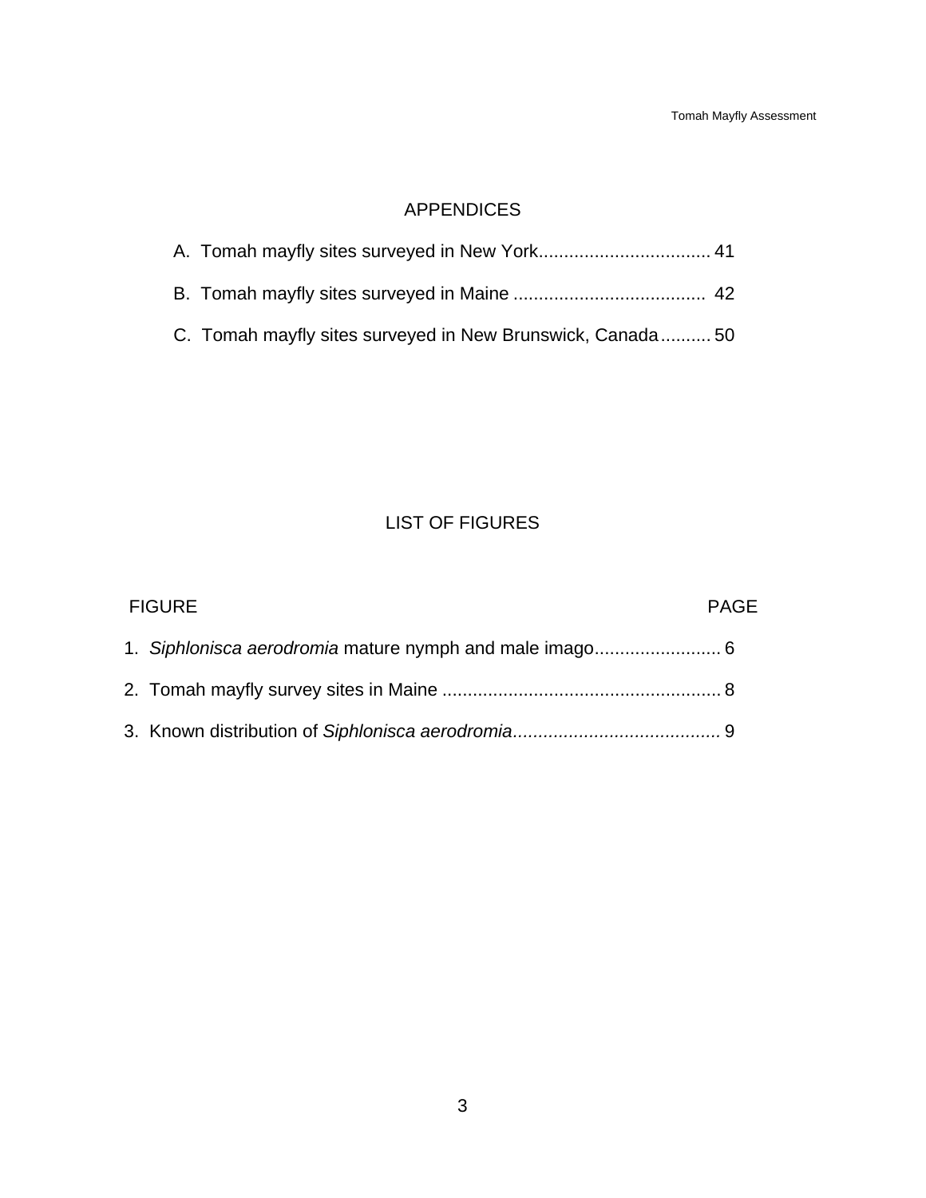## APPENDICES

A. Tomah mayfly sites surveyed in New York.................................. 41

B. Tomah mayfly sites surveyed in Maine ...................................... 42

C. Tomah mayfly sites surveyed in New Brunswick, Canada.......... 50

## LIST OF FIGURES

| FIGURE | PAGE |
| --- | --- |
| 1. *Siphlonisca aerodromia* mature nymph and male imago | 6 |
| 2. Tomah mayfly survey sites in Maine | 8 |
| 3. Known distribution of *Siphlonisca aerodromia* | 9 |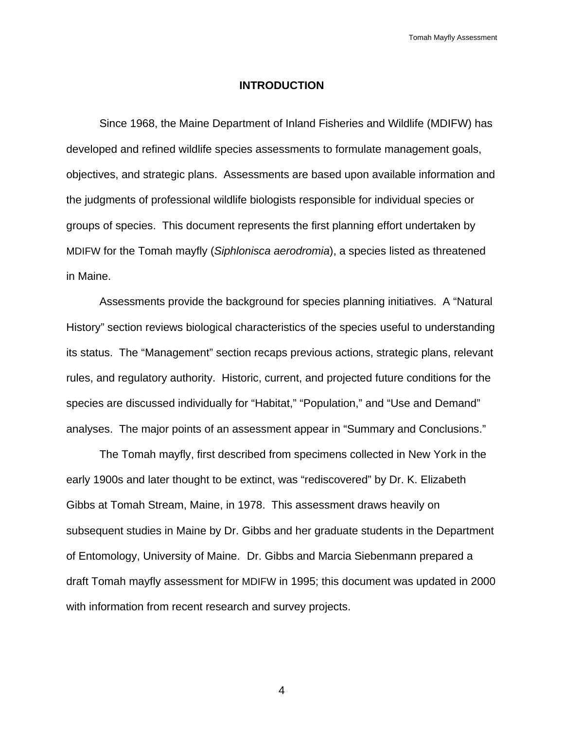# INTRODUCTION

Since 1968, the Maine Department of Inland Fisheries and Wildlife (MDIFW) has developed and refined wildlife species assessments to formulate management goals, objectives, and strategic plans. Assessments are based upon available information and the judgments of professional wildlife biologists responsible for individual species or groups of species. This document represents the first planning effort undertaken by MDIFW for the Tomah mayfly (*Siphlonisca aerodromia*), a species listed as threatened in Maine.

Assessments provide the background for species planning initiatives. A "Natural History" section reviews biological characteristics of the species useful to understanding its status. The "Management" section recaps previous actions, strategic plans, relevant rules, and regulatory authority. Historic, current, and projected future conditions for the species are discussed individually for "Habitat," "Population," and "Use and Demand" analyses. The major points of an assessment appear in "Summary and Conclusions."

The Tomah mayfly, first described from specimens collected in New York in the early 1900s and later thought to be extinct, was "rediscovered" by Dr. K. Elizabeth Gibbs at Tomah Stream, Maine, in 1978. This assessment draws heavily on subsequent studies in Maine by Dr. Gibbs and her graduate students in the Department of Entomology, University of Maine. Dr. Gibbs and Marcia Siebenmann prepared a draft Tomah mayfly assessment for MDIFW in 1995; this document was updated in 2000 with information from recent research and survey projects.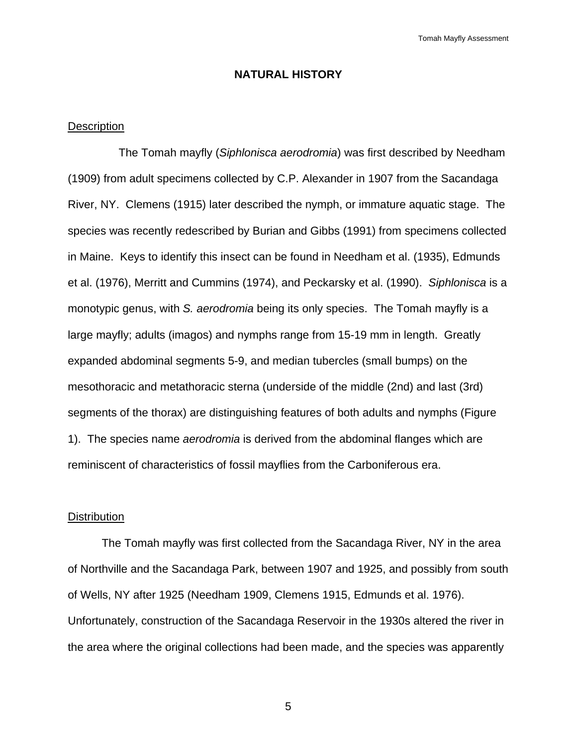# NATURAL HISTORY

## Description

The Tomah mayfly (*Siphlonisca aerodromia*) was first described by Needham (1909) from adult specimens collected by C.P. Alexander in 1907 from the Sacandaga River, NY. Clemens (1915) later described the nymph, or immature aquatic stage. The species was recently redescribed by Burian and Gibbs (1991) from specimens collected in Maine. Keys to identify this insect can be found in Needham et al. (1935), Edmunds et al. (1976), Merritt and Cummins (1974), and Peckarsky et al. (1990). *Siphlonisca* is a monotypic genus, with *S. aerodromia* being its only species. The Tomah mayfly is a large mayfly; adults (imagos) and nymphs range from 15-19 mm in length. Greatly expanded abdominal segments 5-9, and median tubercles (small bumps) on the mesothoracic and metathoracic sterna (underside of the middle (2nd) and last (3rd) segments of the thorax) are distinguishing features of both adults and nymphs (Figure 1). The species name *aerodromia* is derived from the abdominal flanges which are reminiscent of characteristics of fossil mayflies from the Carboniferous era.

## Distribution

The Tomah mayfly was first collected from the Sacandaga River, NY in the area of Northville and the Sacandaga Park, between 1907 and 1925, and possibly from south of Wells, NY after 1925 (Needham 1909, Clemens 1915, Edmunds et al. 1976). Unfortunately, construction of the Sacandaga Reservoir in the 1930s altered the river in the area where the original collections had been made, and the species was apparently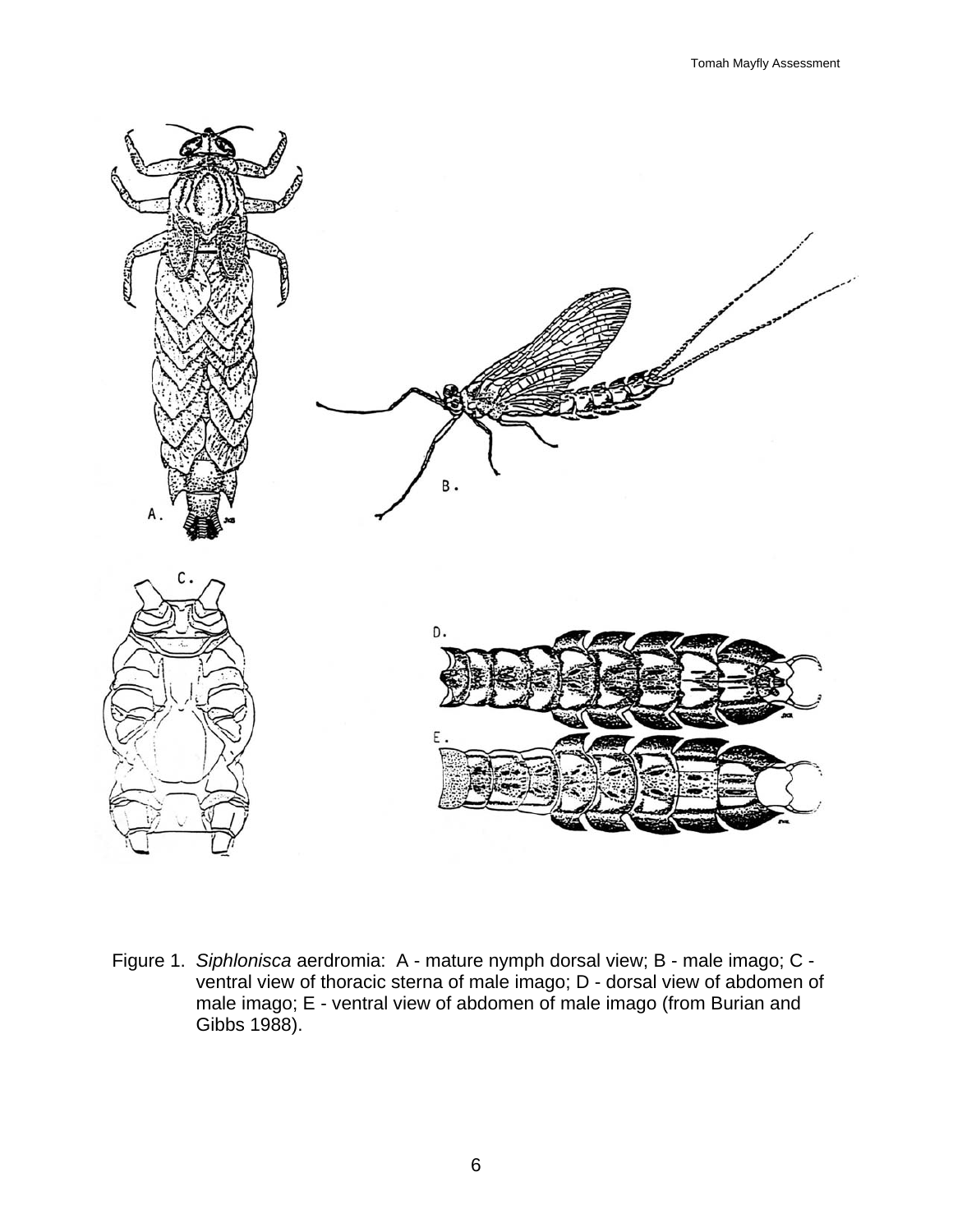Figure 1. *Siphlonisca* aerdromia: A - mature nymph dorsal view; B - male imago; C - ventral view of thoracic sterna of male imago; D - dorsal view of abdomen of male imago; E - ventral view of abdomen of male imago (from Burian and Gibbs 1988).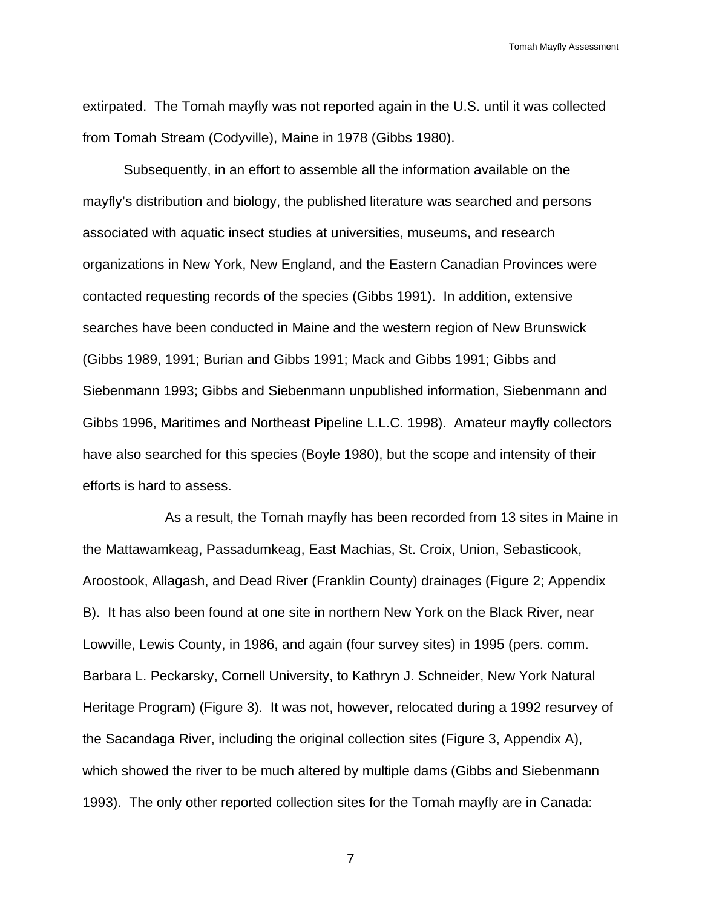extirpated. The Tomah mayfly was not reported again in the U.S. until it was collected from Tomah Stream (Codyville), Maine in 1978 (Gibbs 1980).

Subsequently, in an effort to assemble all the information available on the mayfly's distribution and biology, the published literature was searched and persons associated with aquatic insect studies at universities, museums, and research organizations in New York, New England, and the Eastern Canadian Provinces were contacted requesting records of the species (Gibbs 1991). In addition, extensive searches have been conducted in Maine and the western region of New Brunswick (Gibbs 1989, 1991; Burian and Gibbs 1991; Mack and Gibbs 1991; Gibbs and Siebenmann 1993; Gibbs and Siebenmann unpublished information, Siebenmann and Gibbs 1996, Maritimes and Northeast Pipeline L.L.C. 1998). Amateur mayfly collectors have also searched for this species (Boyle 1980), but the scope and intensity of their efforts is hard to assess.

As a result, the Tomah mayfly has been recorded from 13 sites in Maine in the Mattawamkeag, Passadumkeag, East Machias, St. Croix, Union, Sebasticook, Aroostook, Allagash, and Dead River (Franklin County) drainages (Figure 2; Appendix B). It has also been found at one site in northern New York on the Black River, near Lowville, Lewis County, in 1986, and again (four survey sites) in 1995 (pers. comm. Barbara L. Peckarsky, Cornell University, to Kathryn J. Schneider, New York Natural Heritage Program) (Figure 3). It was not, however, relocated during a 1992 resurvey of the Sacandaga River, including the original collection sites (Figure 3, Appendix A), which showed the river to be much altered by multiple dams (Gibbs and Siebenmann 1993). The only other reported collection sites for the Tomah mayfly are in Canada: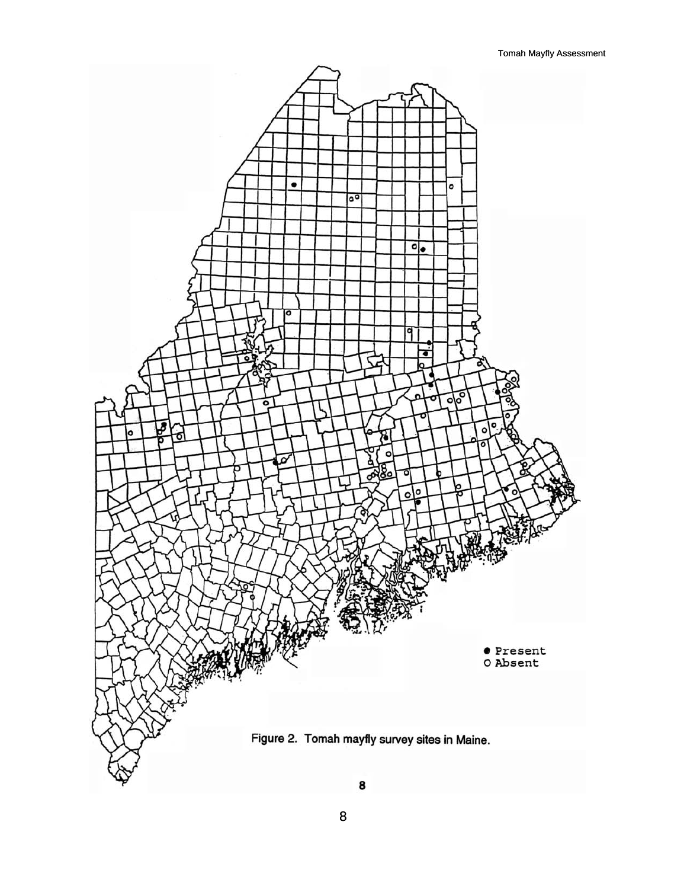● Present
○ Absent

Figure 2. Tomah mayfly survey sites in Maine.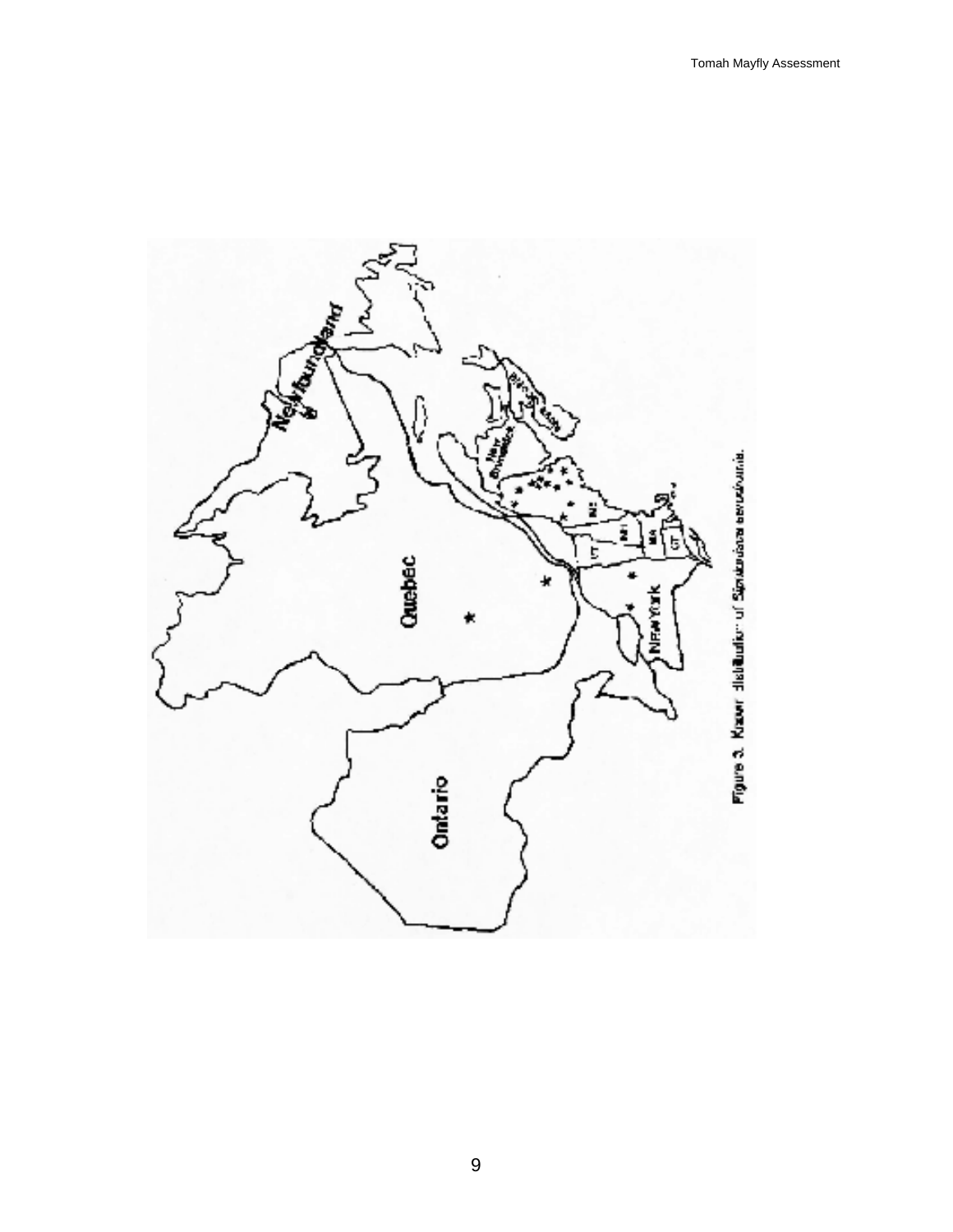Figure 3. Known distribution of *Siphlonisca aerodromia*.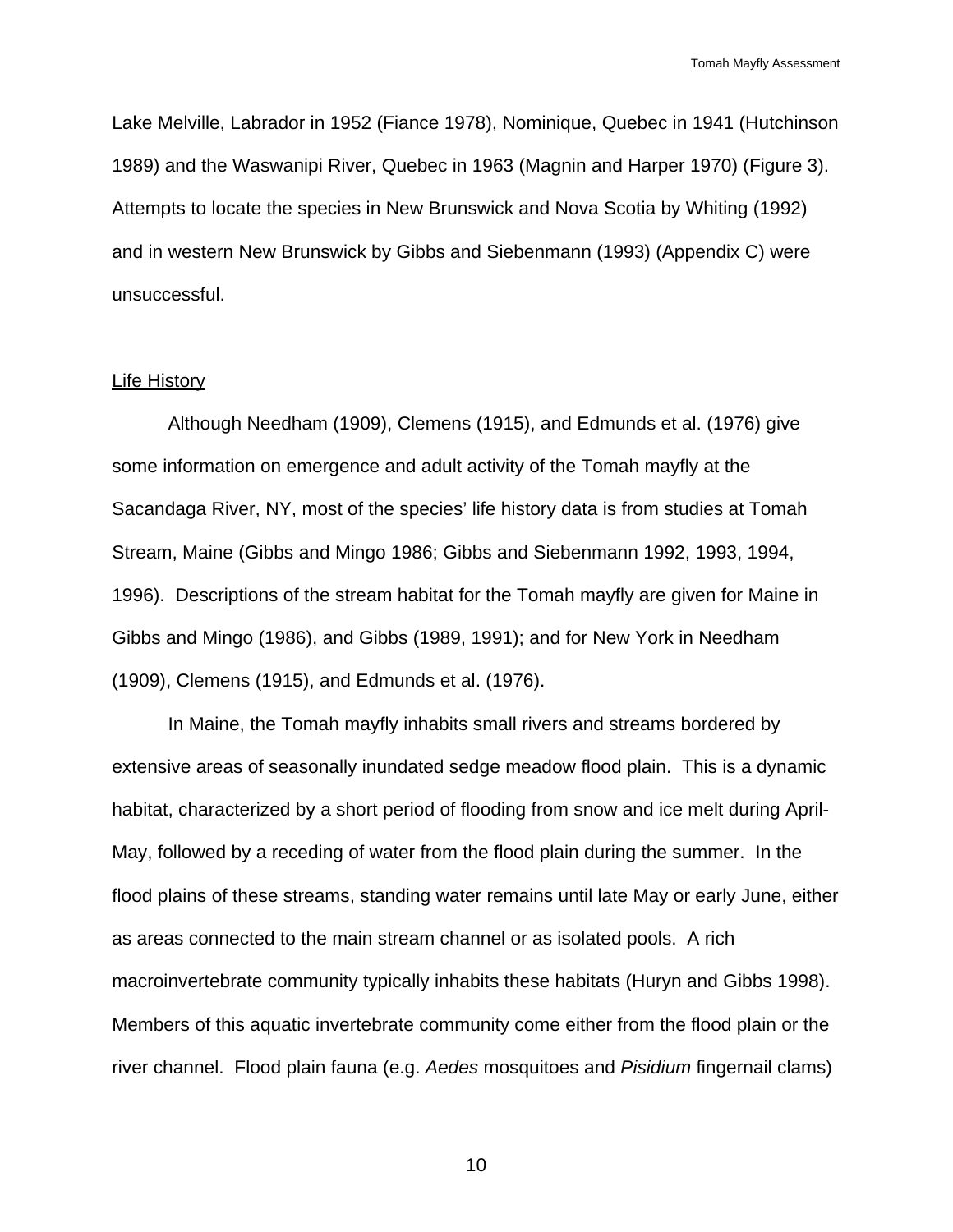Lake Melville, Labrador in 1952 (Fiance 1978), Nominique, Quebec in 1941 (Hutchinson 1989) and the Waswanipi River, Quebec in 1963 (Magnin and Harper 1970) (Figure 3). Attempts to locate the species in New Brunswick and Nova Scotia by Whiting (1992) and in western New Brunswick by Gibbs and Siebenmann (1993) (Appendix C) were unsuccessful.

## Life History

Although Needham (1909), Clemens (1915), and Edmunds et al. (1976) give some information on emergence and adult activity of the Tomah mayfly at the Sacandaga River, NY, most of the species' life history data is from studies at Tomah Stream, Maine (Gibbs and Mingo 1986; Gibbs and Siebenmann 1992, 1993, 1994, 1996). Descriptions of the stream habitat for the Tomah mayfly are given for Maine in Gibbs and Mingo (1986), and Gibbs (1989, 1991); and for New York in Needham (1909), Clemens (1915), and Edmunds et al. (1976).

In Maine, the Tomah mayfly inhabits small rivers and streams bordered by extensive areas of seasonally inundated sedge meadow flood plain. This is a dynamic habitat, characterized by a short period of flooding from snow and ice melt during April-May, followed by a receding of water from the flood plain during the summer. In the flood plains of these streams, standing water remains until late May or early June, either as areas connected to the main stream channel or as isolated pools. A rich macroinvertebrate community typically inhabits these habitats (Huryn and Gibbs 1998). Members of this aquatic invertebrate community come either from the flood plain or the river channel. Flood plain fauna (e.g. *Aedes* mosquitoes and *Pisidium* fingernail clams)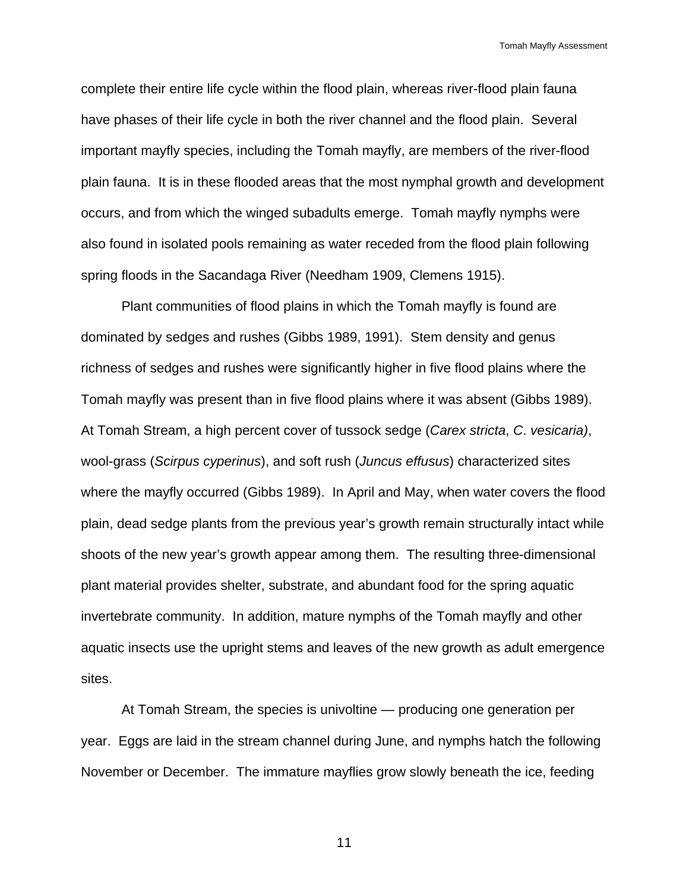complete their entire life cycle within the flood plain, whereas river-flood plain fauna have phases of their life cycle in both the river channel and the flood plain. Several important mayfly species, including the Tomah mayfly, are members of the river-flood plain fauna. It is in these flooded areas that the most nymphal growth and development occurs, and from which the winged subadults emerge. Tomah mayfly nymphs were also found in isolated pools remaining as water receded from the flood plain following spring floods in the Sacandaga River (Needham 1909, Clemens 1915).

Plant communities of flood plains in which the Tomah mayfly is found are dominated by sedges and rushes (Gibbs 1989, 1991). Stem density and genus richness of sedges and rushes were significantly higher in five flood plains where the Tomah mayfly was present than in five flood plains where it was absent (Gibbs 1989). At Tomah Stream, a high percent cover of tussock sedge (*Carex stricta*, *C*. *vesicaria)*, wool-grass (*Scirpus cyperinus*), and soft rush (*Juncus effusus*) characterized sites where the mayfly occurred (Gibbs 1989). In April and May, when water covers the flood plain, dead sedge plants from the previous year's growth remain structurally intact while shoots of the new year's growth appear among them. The resulting three-dimensional plant material provides shelter, substrate, and abundant food for the spring aquatic invertebrate community. In addition, mature nymphs of the Tomah mayfly and other aquatic insects use the upright stems and leaves of the new growth as adult emergence sites.

At Tomah Stream, the species is univoltine — producing one generation per year. Eggs are laid in the stream channel during June, and nymphs hatch the following November or December. The immature mayflies grow slowly beneath the ice, feeding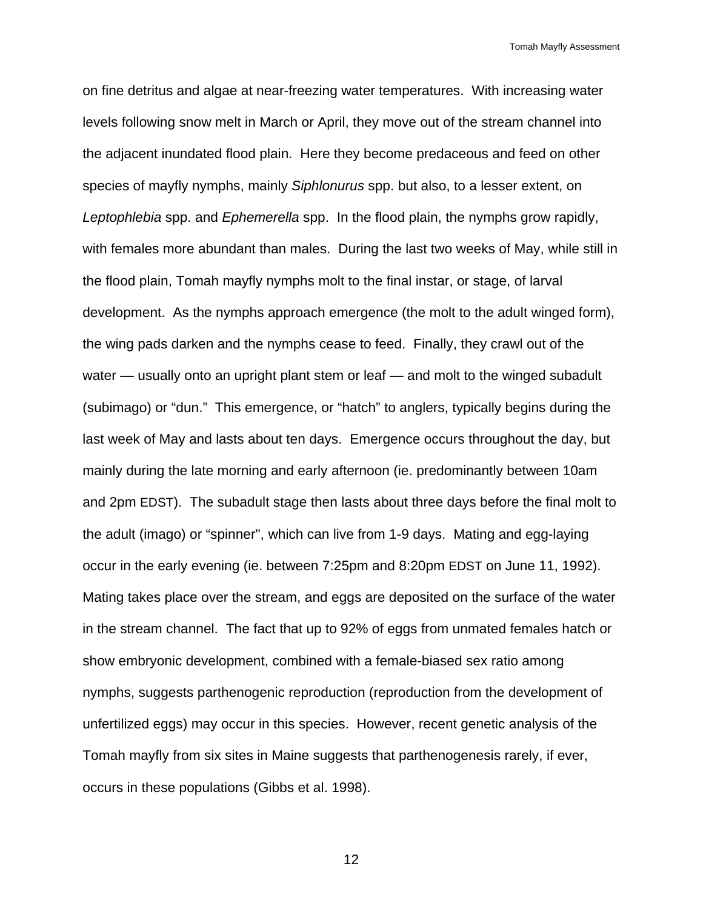on fine detritus and algae at near-freezing water temperatures. With increasing water levels following snow melt in March or April, they move out of the stream channel into the adjacent inundated flood plain. Here they become predaceous and feed on other species of mayfly nymphs, mainly *Siphlonurus* spp. but also, to a lesser extent, on *Leptophlebia* spp. and *Ephemerella* spp. In the flood plain, the nymphs grow rapidly, with females more abundant than males. During the last two weeks of May, while still in the flood plain, Tomah mayfly nymphs molt to the final instar, or stage, of larval development. As the nymphs approach emergence (the molt to the adult winged form), the wing pads darken and the nymphs cease to feed. Finally, they crawl out of the water — usually onto an upright plant stem or leaf — and molt to the winged subadult (subimago) or "dun." This emergence, or "hatch" to anglers, typically begins during the last week of May and lasts about ten days. Emergence occurs throughout the day, but mainly during the late morning and early afternoon (ie. predominantly between 10am and 2pm EDST). The subadult stage then lasts about three days before the final molt to the adult (imago) or "spinner", which can live from 1-9 days. Mating and egg-laying occur in the early evening (ie. between 7:25pm and 8:20pm EDST on June 11, 1992). Mating takes place over the stream, and eggs are deposited on the surface of the water in the stream channel. The fact that up to 92% of eggs from unmated females hatch or show embryonic development, combined with a female-biased sex ratio among nymphs, suggests parthenogenic reproduction (reproduction from the development of unfertilized eggs) may occur in this species. However, recent genetic analysis of the Tomah mayfly from six sites in Maine suggests that parthenogenesis rarely, if ever, occurs in these populations (Gibbs et al. 1998).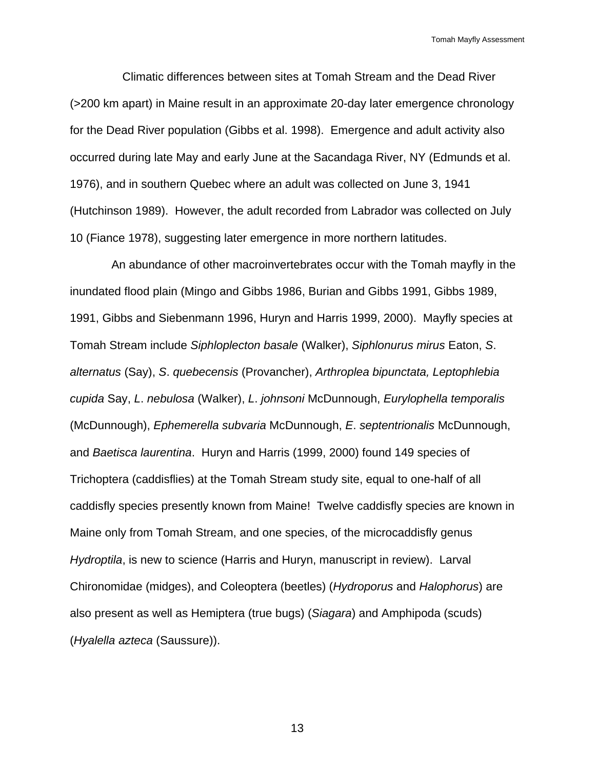Climatic differences between sites at Tomah Stream and the Dead River (>200 km apart) in Maine result in an approximate 20-day later emergence chronology for the Dead River population (Gibbs et al. 1998). Emergence and adult activity also occurred during late May and early June at the Sacandaga River, NY (Edmunds et al. 1976), and in southern Quebec where an adult was collected on June 3, 1941 (Hutchinson 1989). However, the adult recorded from Labrador was collected on July 10 (Fiance 1978), suggesting later emergence in more northern latitudes.

An abundance of other macroinvertebrates occur with the Tomah mayfly in the inundated flood plain (Mingo and Gibbs 1986, Burian and Gibbs 1991, Gibbs 1989, 1991, Gibbs and Siebenmann 1996, Huryn and Harris 1999, 2000). Mayfly species at Tomah Stream include *Siphloplecton basale* (Walker), *Siphlonurus mirus* Eaton, *S*. *alternatus* (Say), *S*. *quebecensis* (Provancher), *Arthroplea bipunctata, Leptophlebia cupida* Say, *L*. *nebulosa* (Walker), *L*. *johnsoni* McDunnough, *Eurylophella temporalis* (McDunnough), *Ephemerella subvaria* McDunnough, *E*. *septentrionalis* McDunnough, and *Baetisca laurentina*. Huryn and Harris (1999, 2000) found 149 species of Trichoptera (caddisflies) at the Tomah Stream study site, equal to one-half of all caddisfly species presently known from Maine! Twelve caddisfly species are known in Maine only from Tomah Stream, and one species, of the microcaddisfly genus *Hydroptila*, is new to science (Harris and Huryn, manuscript in review). Larval Chironomidae (midges), and Coleoptera (beetles) (*Hydroporus* and *Halophorus*) are also present as well as Hemiptera (true bugs) (*Siagara*) and Amphipoda (scuds) (*Hyalella azteca* (Saussure)).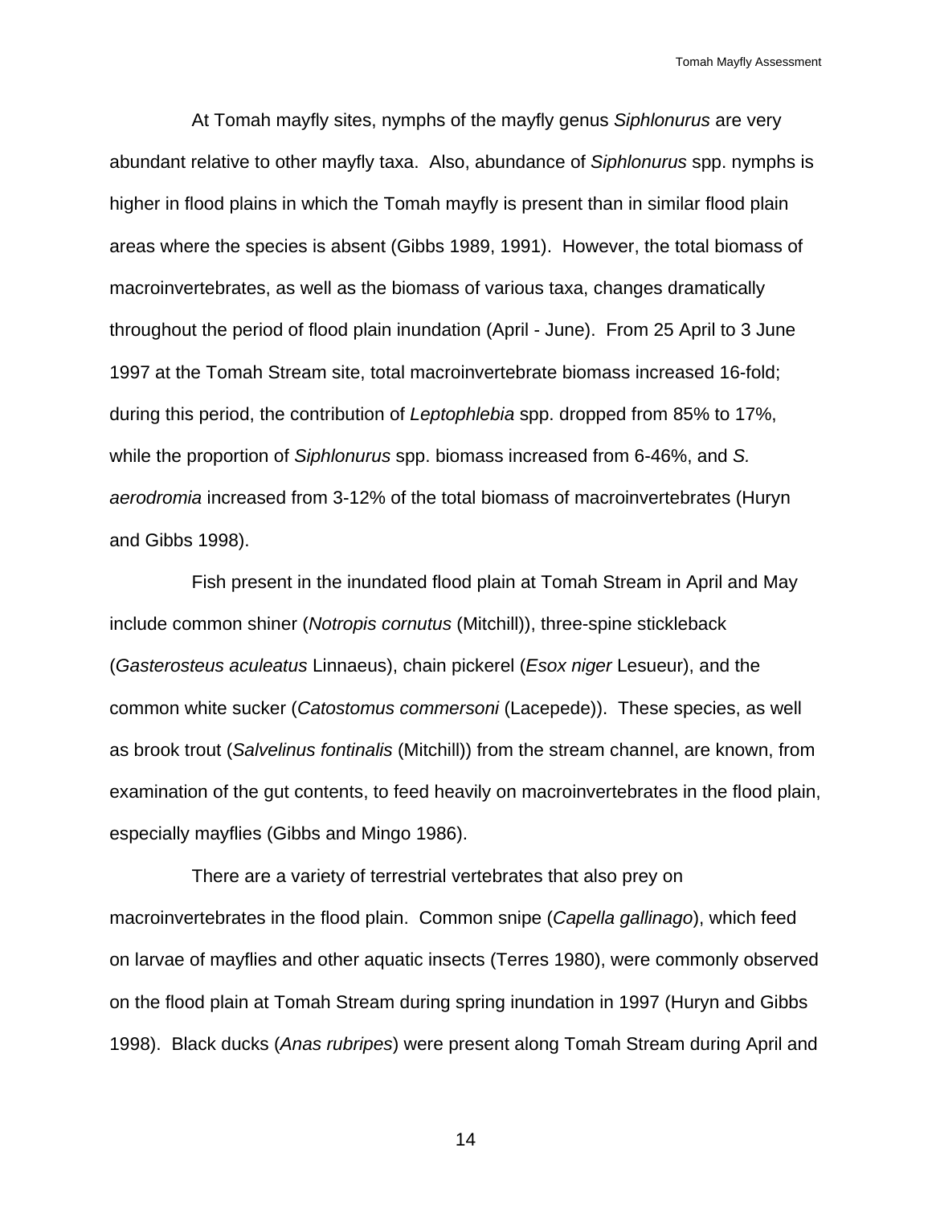At Tomah mayfly sites, nymphs of the mayfly genus *Siphlonurus* are very abundant relative to other mayfly taxa. Also, abundance of *Siphlonurus* spp. nymphs is higher in flood plains in which the Tomah mayfly is present than in similar flood plain areas where the species is absent (Gibbs 1989, 1991). However, the total biomass of macroinvertebrates, as well as the biomass of various taxa, changes dramatically throughout the period of flood plain inundation (April - June). From 25 April to 3 June 1997 at the Tomah Stream site, total macroinvertebrate biomass increased 16-fold; during this period, the contribution of *Leptophlebia* spp. dropped from 85% to 17%, while the proportion of *Siphlonurus* spp. biomass increased from 6-46%, and *S. aerodromia* increased from 3-12% of the total biomass of macroinvertebrates (Huryn and Gibbs 1998).

Fish present in the inundated flood plain at Tomah Stream in April and May include common shiner (*Notropis cornutus* (Mitchill)), three-spine stickleback (*Gasterosteus aculeatus* Linnaeus), chain pickerel (*Esox niger* Lesueur), and the common white sucker (*Catostomus commersoni* (Lacepede)). These species, as well as brook trout (*Salvelinus fontinalis* (Mitchill)) from the stream channel, are known, from examination of the gut contents, to feed heavily on macroinvertebrates in the flood plain, especially mayflies (Gibbs and Mingo 1986).

There are a variety of terrestrial vertebrates that also prey on macroinvertebrates in the flood plain. Common snipe (*Capella gallinago*), which feed on larvae of mayflies and other aquatic insects (Terres 1980), were commonly observed on the flood plain at Tomah Stream during spring inundation in 1997 (Huryn and Gibbs 1998). Black ducks (*Anas rubripes*) were present along Tomah Stream during April and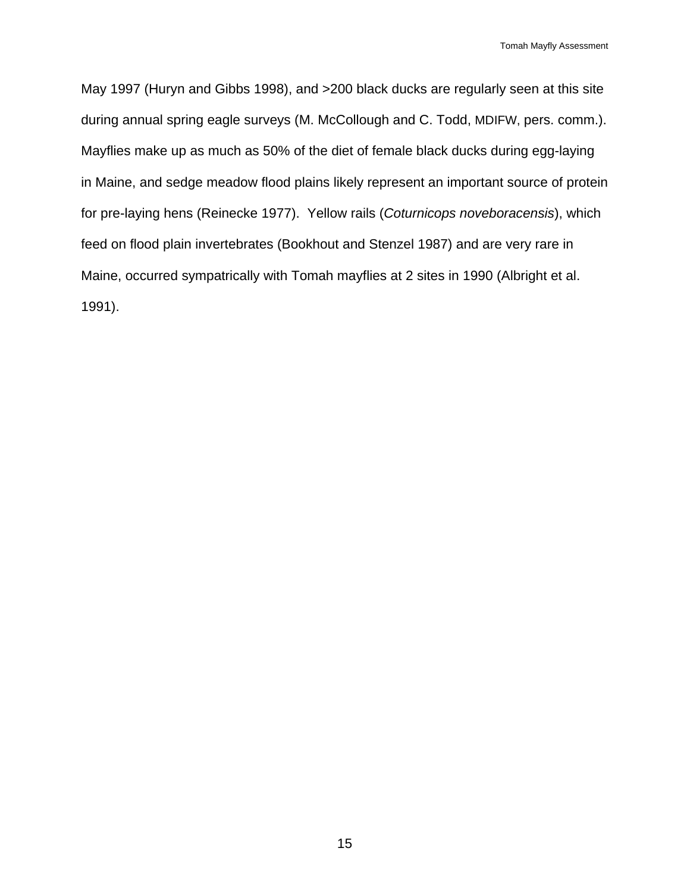May 1997 (Huryn and Gibbs 1998), and >200 black ducks are regularly seen at this site during annual spring eagle surveys (M. McCollough and C. Todd, MDIFW, pers. comm.). Mayflies make up as much as 50% of the diet of female black ducks during egg-laying in Maine, and sedge meadow flood plains likely represent an important source of protein for pre-laying hens (Reinecke 1977). Yellow rails (*Coturnicops noveboracensis*), which feed on flood plain invertebrates (Bookhout and Stenzel 1987) and are very rare in Maine, occurred sympatrically with Tomah mayflies at 2 sites in 1990 (Albright et al. 1991).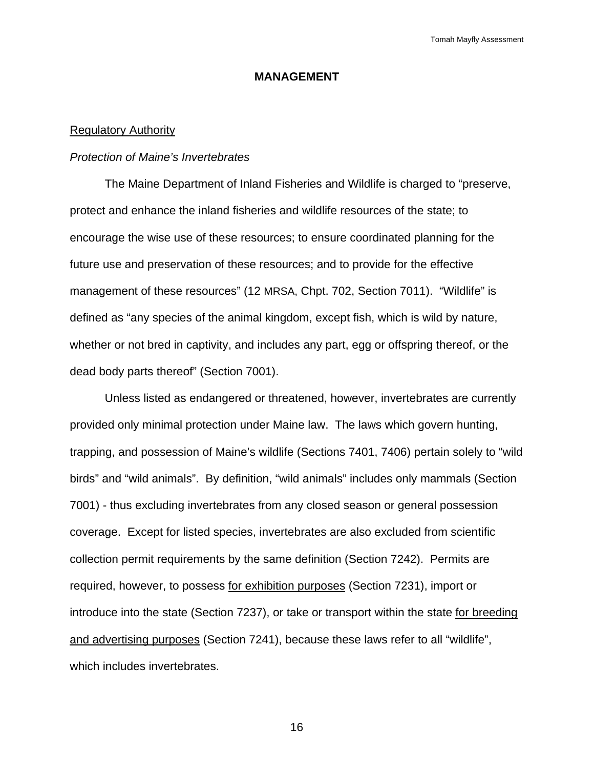## MANAGEMENT

### Regulatory Authority

*Protection of Maine's Invertebrates*

The Maine Department of Inland Fisheries and Wildlife is charged to "preserve, protect and enhance the inland fisheries and wildlife resources of the state; to encourage the wise use of these resources; to ensure coordinated planning for the future use and preservation of these resources; and to provide for the effective management of these resources" (12 MRSA, Chpt. 702, Section 7011). "Wildlife" is defined as "any species of the animal kingdom, except fish, which is wild by nature, whether or not bred in captivity, and includes any part, egg or offspring thereof, or the dead body parts thereof" (Section 7001).

Unless listed as endangered or threatened, however, invertebrates are currently provided only minimal protection under Maine law. The laws which govern hunting, trapping, and possession of Maine's wildlife (Sections 7401, 7406) pertain solely to "wild birds" and "wild animals". By definition, "wild animals" includes only mammals (Section 7001) - thus excluding invertebrates from any closed season or general possession coverage. Except for listed species, invertebrates are also excluded from scientific collection permit requirements by the same definition (Section 7242). Permits are required, however, to possess for exhibition purposes (Section 7231), import or introduce into the state (Section 7237), or take or transport within the state for breeding and advertising purposes (Section 7241), because these laws refer to all "wildlife", which includes invertebrates.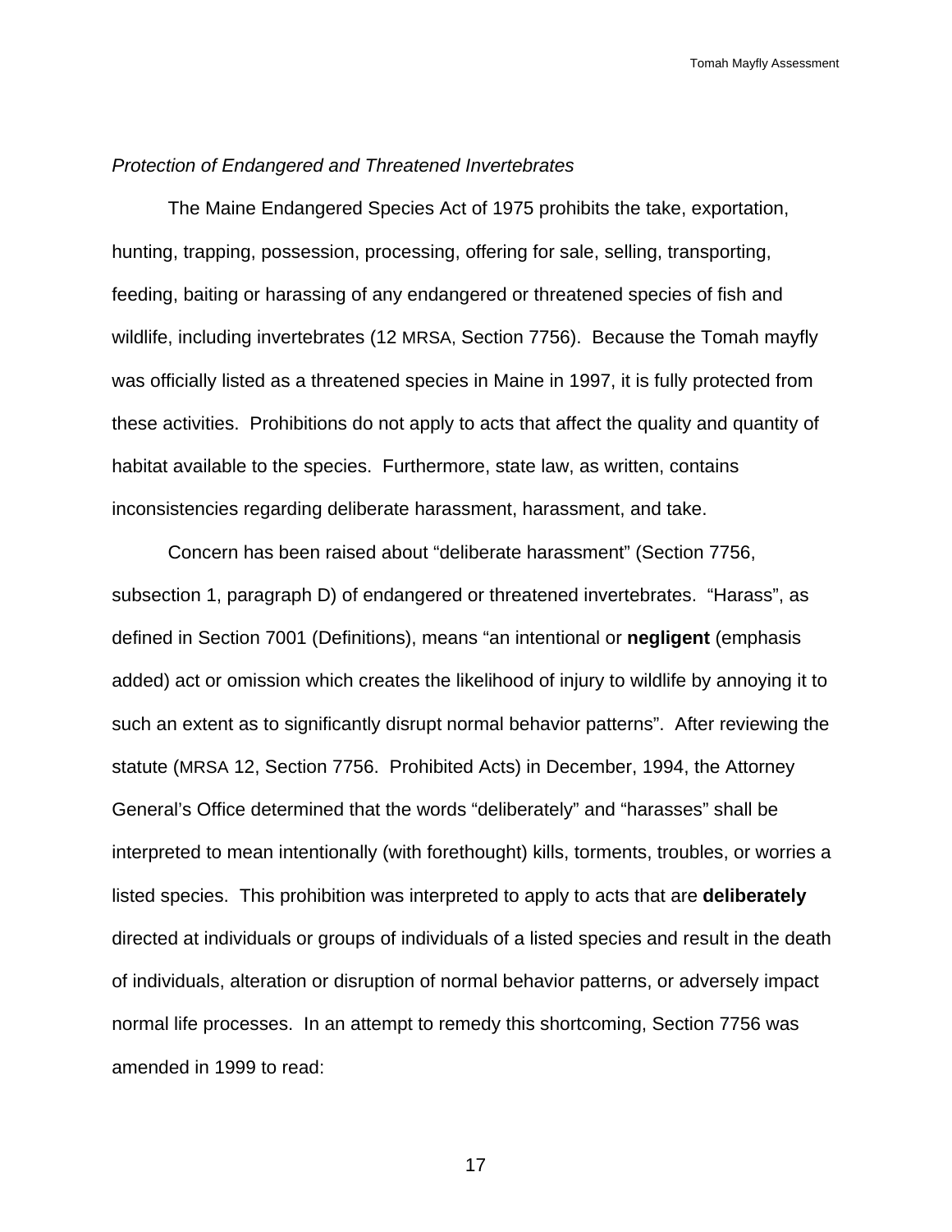*Protection of Endangered and Threatened Invertebrates*

The Maine Endangered Species Act of 1975 prohibits the take, exportation, hunting, trapping, possession, processing, offering for sale, selling, transporting, feeding, baiting or harassing of any endangered or threatened species of fish and wildlife, including invertebrates (12 MRSA, Section 7756). Because the Tomah mayfly was officially listed as a threatened species in Maine in 1997, it is fully protected from these activities. Prohibitions do not apply to acts that affect the quality and quantity of habitat available to the species. Furthermore, state law, as written, contains inconsistencies regarding deliberate harassment, harassment, and take.

Concern has been raised about "deliberate harassment" (Section 7756, subsection 1, paragraph D) of endangered or threatened invertebrates. "Harass", as defined in Section 7001 (Definitions), means "an intentional or **negligent** (emphasis added) act or omission which creates the likelihood of injury to wildlife by annoying it to such an extent as to significantly disrupt normal behavior patterns". After reviewing the statute (MRSA 12, Section 7756. Prohibited Acts) in December, 1994, the Attorney General's Office determined that the words "deliberately" and "harasses" shall be interpreted to mean intentionally (with forethought) kills, torments, troubles, or worries a listed species. This prohibition was interpreted to apply to acts that are **deliberately** directed at individuals or groups of individuals of a listed species and result in the death of individuals, alteration or disruption of normal behavior patterns, or adversely impact normal life processes. In an attempt to remedy this shortcoming, Section 7756 was amended in 1999 to read: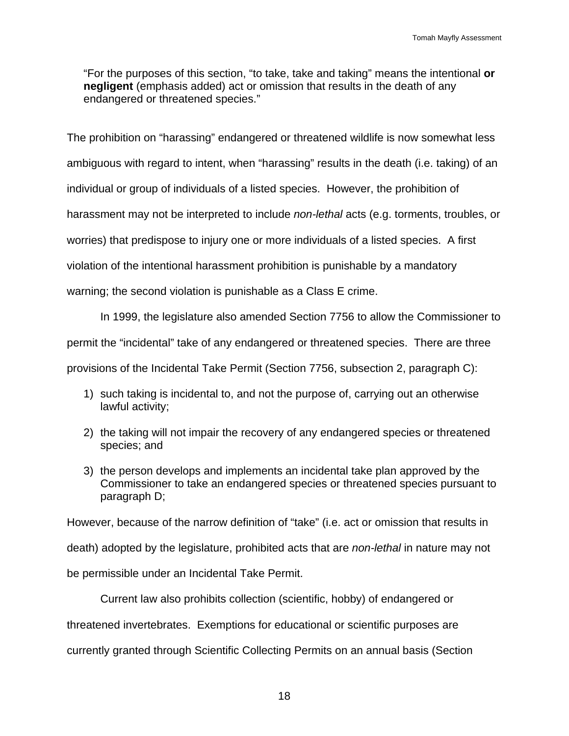> "For the purposes of this section, "to take, take and taking" means the intentional **or negligent** (emphasis added) act or omission that results in the death of any endangered or threatened species."

The prohibition on "harassing" endangered or threatened wildlife is now somewhat less ambiguous with regard to intent, when "harassing" results in the death (i.e. taking) of an individual or group of individuals of a listed species. However, the prohibition of harassment may not be interpreted to include *non-lethal* acts (e.g. torments, troubles, or worries) that predispose to injury one or more individuals of a listed species. A first violation of the intentional harassment prohibition is punishable by a mandatory warning; the second violation is punishable as a Class E crime.

In 1999, the legislature also amended Section 7756 to allow the Commissioner to permit the "incidental" take of any endangered or threatened species. There are three provisions of the Incidental Take Permit (Section 7756, subsection 2, paragraph C):

1) such taking is incidental to, and not the purpose of, carrying out an otherwise lawful activity;

2) the taking will not impair the recovery of any endangered species or threatened species; and

3) the person develops and implements an incidental take plan approved by the Commissioner to take an endangered species or threatened species pursuant to paragraph D;

However, because of the narrow definition of "take" (i.e. act or omission that results in death) adopted by the legislature, prohibited acts that are *non-lethal* in nature may not be permissible under an Incidental Take Permit.

Current law also prohibits collection (scientific, hobby) of endangered or threatened invertebrates. Exemptions for educational or scientific purposes are currently granted through Scientific Collecting Permits on an annual basis (Section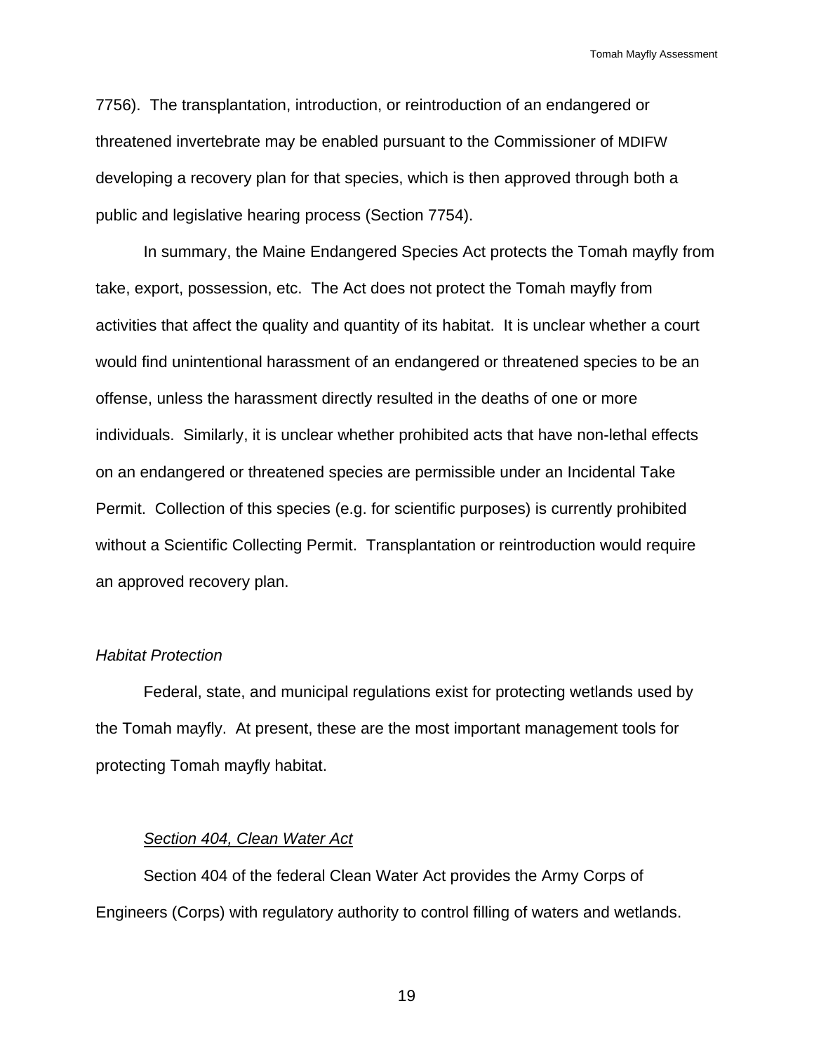7756). The transplantation, introduction, or reintroduction of an endangered or threatened invertebrate may be enabled pursuant to the Commissioner of MDIFW developing a recovery plan for that species, which is then approved through both a public and legislative hearing process (Section 7754).

In summary, the Maine Endangered Species Act protects the Tomah mayfly from take, export, possession, etc. The Act does not protect the Tomah mayfly from activities that affect the quality and quantity of its habitat. It is unclear whether a court would find unintentional harassment of an endangered or threatened species to be an offense, unless the harassment directly resulted in the deaths of one or more individuals. Similarly, it is unclear whether prohibited acts that have non-lethal effects on an endangered or threatened species are permissible under an Incidental Take Permit. Collection of this species (e.g. for scientific purposes) is currently prohibited without a Scientific Collecting Permit. Transplantation or reintroduction would require an approved recovery plan.

*Habitat Protection*

Federal, state, and municipal regulations exist for protecting wetlands used by the Tomah mayfly. At present, these are the most important management tools for protecting Tomah mayfly habitat.

<u>*Section 404, Clean Water Act*</u>

Section 404 of the federal Clean Water Act provides the Army Corps of Engineers (Corps) with regulatory authority to control filling of waters and wetlands.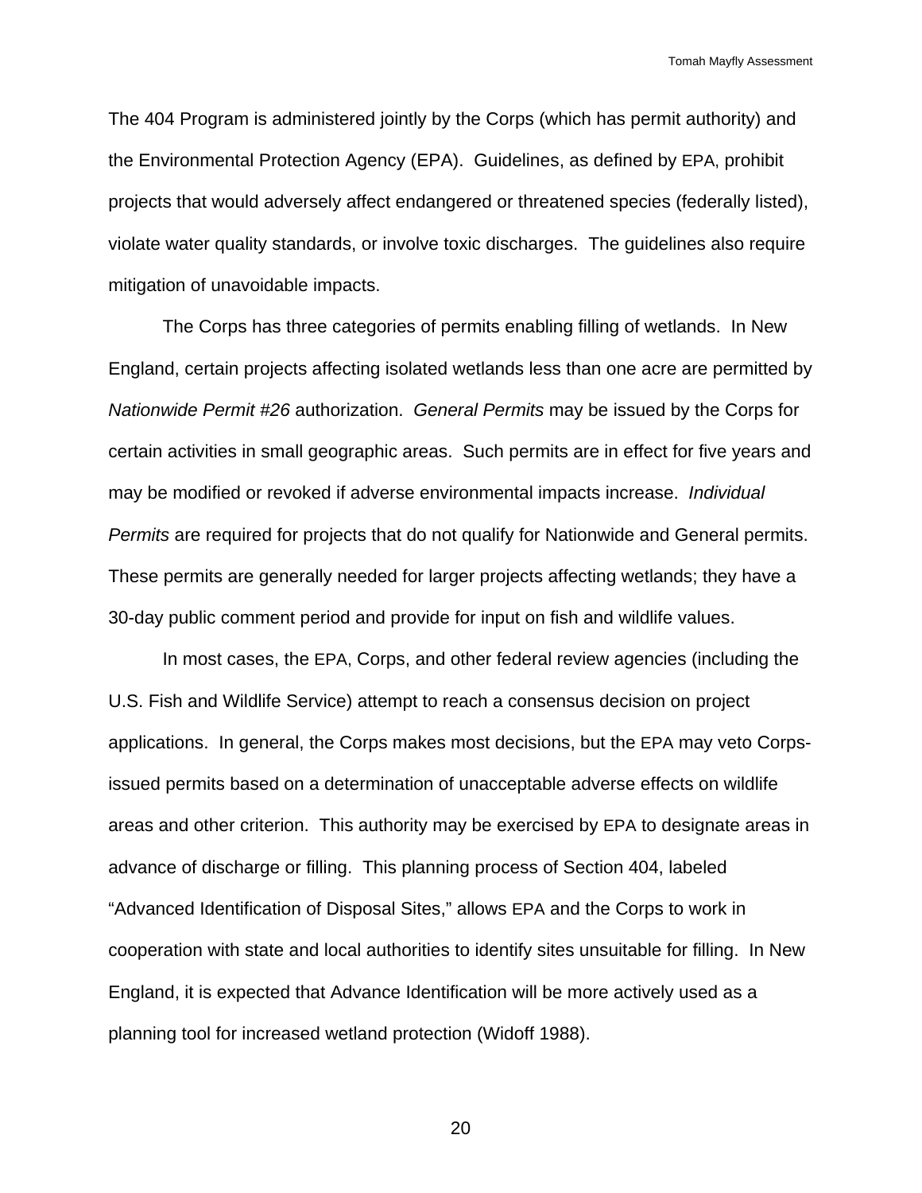The 404 Program is administered jointly by the Corps (which has permit authority) and the Environmental Protection Agency (EPA). Guidelines, as defined by EPA, prohibit projects that would adversely affect endangered or threatened species (federally listed), violate water quality standards, or involve toxic discharges. The guidelines also require mitigation of unavoidable impacts.

The Corps has three categories of permits enabling filling of wetlands. In New England, certain projects affecting isolated wetlands less than one acre are permitted by *Nationwide Permit #26* authorization. *General Permits* may be issued by the Corps for certain activities in small geographic areas. Such permits are in effect for five years and may be modified or revoked if adverse environmental impacts increase. *Individual Permits* are required for projects that do not qualify for Nationwide and General permits. These permits are generally needed for larger projects affecting wetlands; they have a 30-day public comment period and provide for input on fish and wildlife values.

In most cases, the EPA, Corps, and other federal review agencies (including the U.S. Fish and Wildlife Service) attempt to reach a consensus decision on project applications. In general, the Corps makes most decisions, but the EPA may veto Corps-issued permits based on a determination of unacceptable adverse effects on wildlife areas and other criterion. This authority may be exercised by EPA to designate areas in advance of discharge or filling. This planning process of Section 404, labeled "Advanced Identification of Disposal Sites," allows EPA and the Corps to work in cooperation with state and local authorities to identify sites unsuitable for filling. In New England, it is expected that Advance Identification will be more actively used as a planning tool for increased wetland protection (Widoff 1988).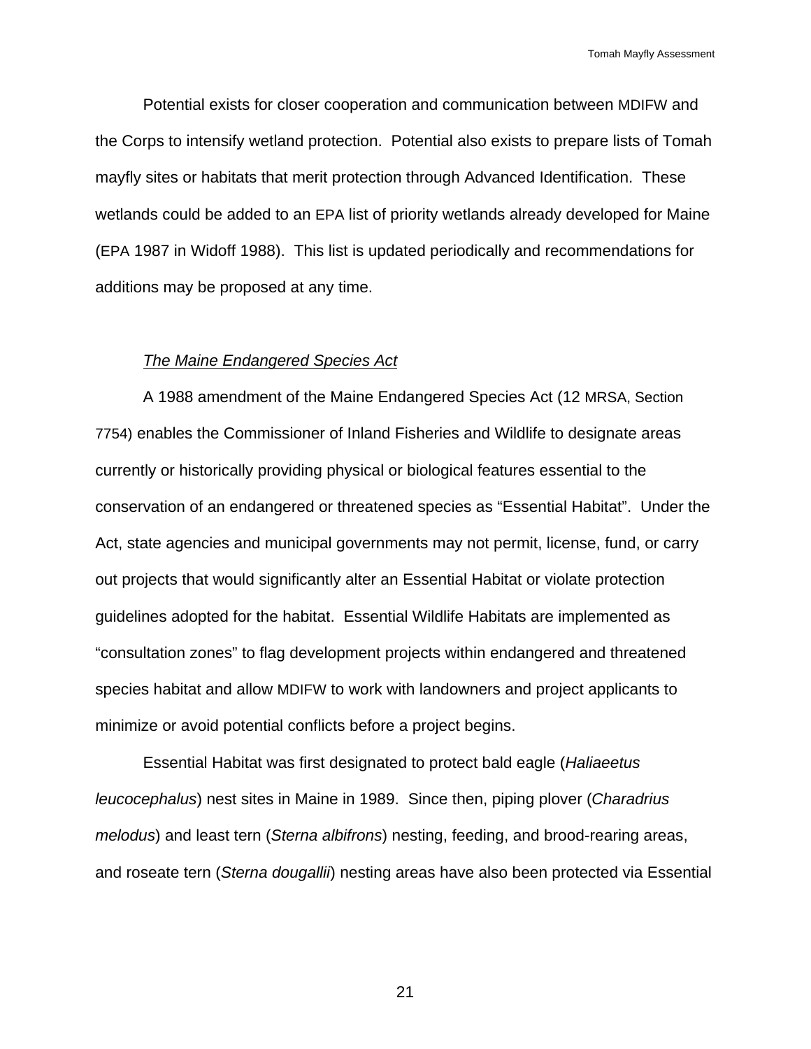Potential exists for closer cooperation and communication between MDIFW and the Corps to intensify wetland protection. Potential also exists to prepare lists of Tomah mayfly sites or habitats that merit protection through Advanced Identification. These wetlands could be added to an EPA list of priority wetlands already developed for Maine (EPA 1987 in Widoff 1988). This list is updated periodically and recommendations for additions may be proposed at any time.

*The Maine Endangered Species Act*

A 1988 amendment of the Maine Endangered Species Act (12 MRSA, Section 7754) enables the Commissioner of Inland Fisheries and Wildlife to designate areas currently or historically providing physical or biological features essential to the conservation of an endangered or threatened species as "Essential Habitat". Under the Act, state agencies and municipal governments may not permit, license, fund, or carry out projects that would significantly alter an Essential Habitat or violate protection guidelines adopted for the habitat. Essential Wildlife Habitats are implemented as "consultation zones" to flag development projects within endangered and threatened species habitat and allow MDIFW to work with landowners and project applicants to minimize or avoid potential conflicts before a project begins.

Essential Habitat was first designated to protect bald eagle (*Haliaeetus leucocephalus*) nest sites in Maine in 1989. Since then, piping plover (*Charadrius melodus*) and least tern (*Sterna albifrons*) nesting, feeding, and brood-rearing areas, and roseate tern (*Sterna dougallii*) nesting areas have also been protected via Essential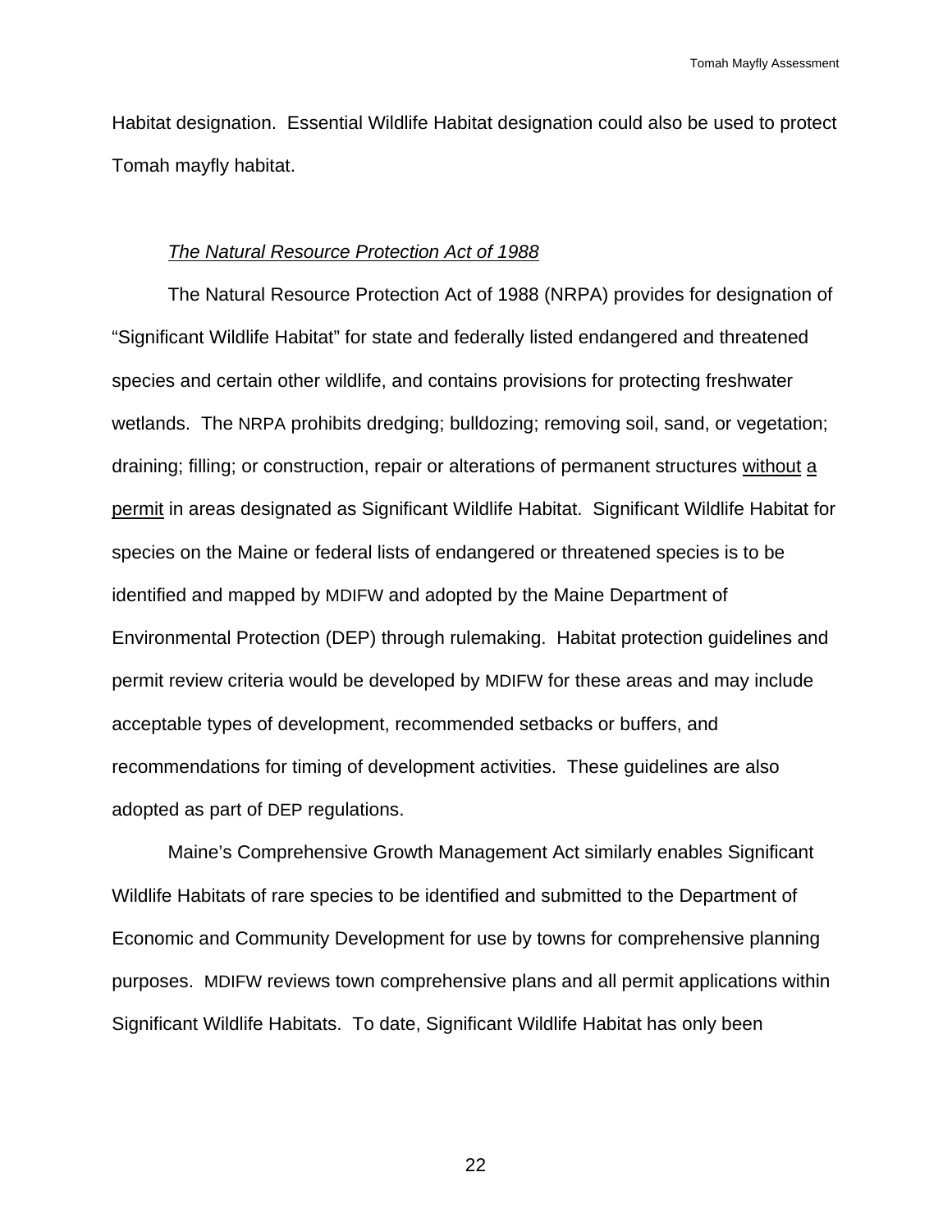Habitat designation. Essential Wildlife Habitat designation could also be used to protect Tomah mayfly habitat.

*The Natural Resource Protection Act of 1988*

The Natural Resource Protection Act of 1988 (NRPA) provides for designation of "Significant Wildlife Habitat" for state and federally listed endangered and threatened species and certain other wildlife, and contains provisions for protecting freshwater wetlands. The NRPA prohibits dredging; bulldozing; removing soil, sand, or vegetation; draining; filling; or construction, repair or alterations of permanent structures <u>without a permit</u> in areas designated as Significant Wildlife Habitat. Significant Wildlife Habitat for species on the Maine or federal lists of endangered or threatened species is to be identified and mapped by MDIFW and adopted by the Maine Department of Environmental Protection (DEP) through rulemaking. Habitat protection guidelines and permit review criteria would be developed by MDIFW for these areas and may include acceptable types of development, recommended setbacks or buffers, and recommendations for timing of development activities. These guidelines are also adopted as part of DEP regulations.

Maine's Comprehensive Growth Management Act similarly enables Significant Wildlife Habitats of rare species to be identified and submitted to the Department of Economic and Community Development for use by towns for comprehensive planning purposes. MDIFW reviews town comprehensive plans and all permit applications within Significant Wildlife Habitats. To date, Significant Wildlife Habitat has only been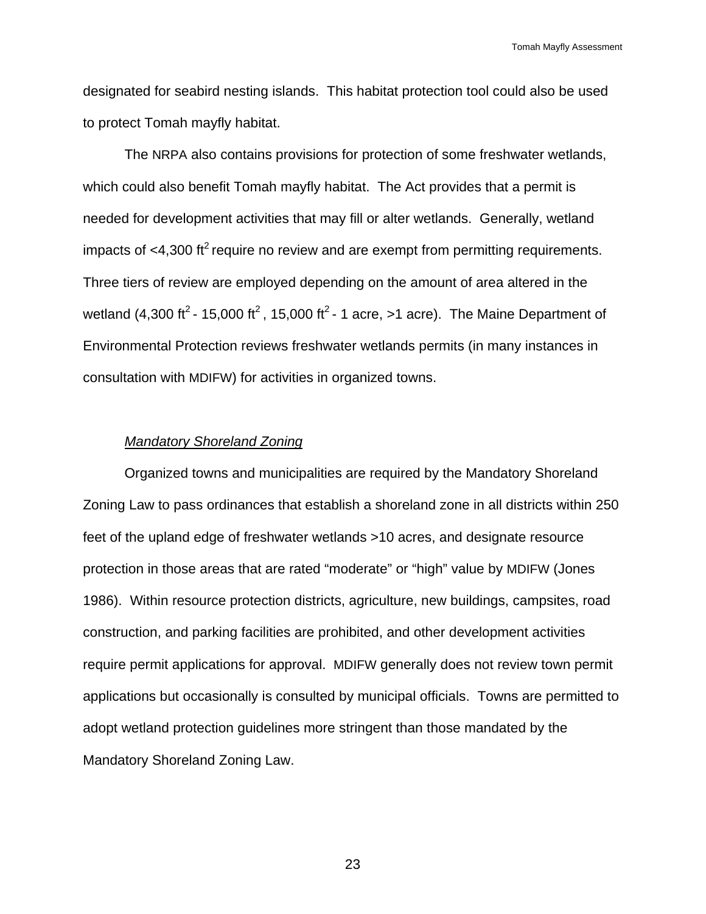designated for seabird nesting islands. This habitat protection tool could also be used to protect Tomah mayfly habitat.

The NRPA also contains provisions for protection of some freshwater wetlands, which could also benefit Tomah mayfly habitat. The Act provides that a permit is needed for development activities that may fill or alter wetlands. Generally, wetland impacts of <4,300 $ft^2$ require no review and are exempt from permitting requirements. Three tiers of review are employed depending on the amount of area altered in the wetland (4,300 $ft^2$ - 15,000 $ft^2$, 15,000 $ft^2$ - 1 acre, >1 acre). The Maine Department of Environmental Protection reviews freshwater wetlands permits (in many instances in consultation with MDIFW) for activities in organized towns.

*Mandatory Shoreland Zoning*

Organized towns and municipalities are required by the Mandatory Shoreland Zoning Law to pass ordinances that establish a shoreland zone in all districts within 250 feet of the upland edge of freshwater wetlands >10 acres, and designate resource protection in those areas that are rated "moderate" or "high" value by MDIFW (Jones 1986). Within resource protection districts, agriculture, new buildings, campsites, road construction, and parking facilities are prohibited, and other development activities require permit applications for approval. MDIFW generally does not review town permit applications but occasionally is consulted by municipal officials. Towns are permitted to adopt wetland protection guidelines more stringent than those mandated by the Mandatory Shoreland Zoning Law.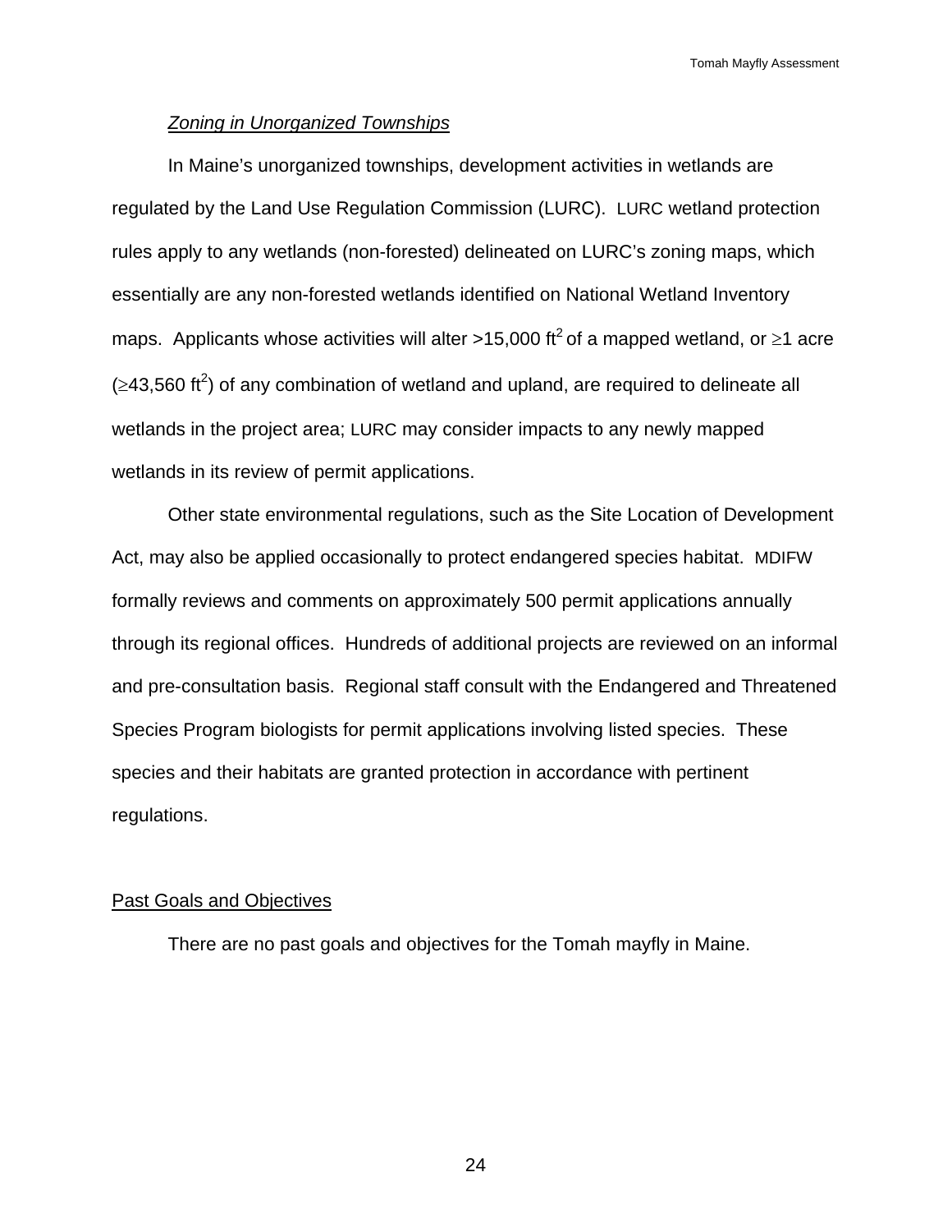*Zoning in Unorganized Townships*

In Maine's unorganized townships, development activities in wetlands are regulated by the Land Use Regulation Commission (LURC). LURC wetland protection rules apply to any wetlands (non-forested) delineated on LURC's zoning maps, which essentially are any non-forested wetlands identified on National Wetland Inventory maps. Applicants whose activities will alter >15,000 $ft^2$ of a mapped wetland, or ≥1 acre (≥43,560 $ft^2$) of any combination of wetland and upland, are required to delineate all wetlands in the project area; LURC may consider impacts to any newly mapped wetlands in its review of permit applications.

Other state environmental regulations, such as the Site Location of Development Act, may also be applied occasionally to protect endangered species habitat. MDIFW formally reviews and comments on approximately 500 permit applications annually through its regional offices. Hundreds of additional projects are reviewed on an informal and pre-consultation basis. Regional staff consult with the Endangered and Threatened Species Program biologists for permit applications involving listed species. These species and their habitats are granted protection in accordance with pertinent regulations.

## Past Goals and Objectives

There are no past goals and objectives for the Tomah mayfly in Maine.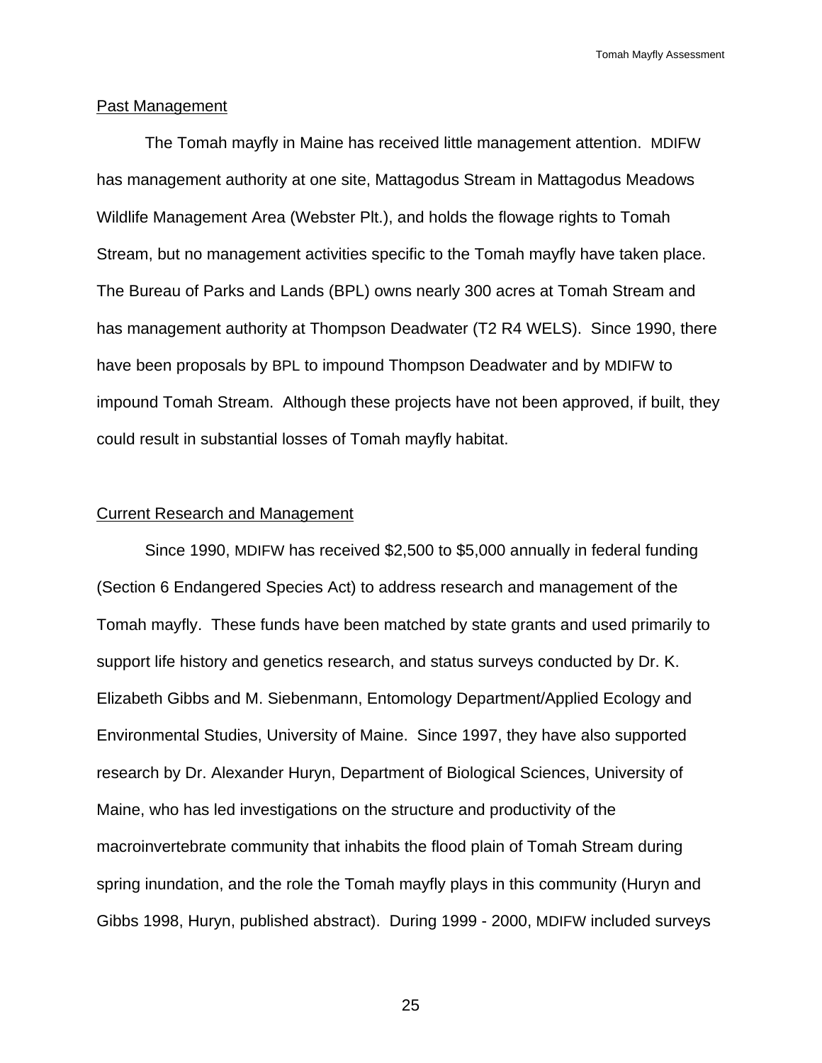## Past Management

The Tomah mayfly in Maine has received little management attention. MDIFW has management authority at one site, Mattagodus Stream in Mattagodus Meadows Wildlife Management Area (Webster Plt.), and holds the flowage rights to Tomah Stream, but no management activities specific to the Tomah mayfly have taken place. The Bureau of Parks and Lands (BPL) owns nearly 300 acres at Tomah Stream and has management authority at Thompson Deadwater (T2 R4 WELS). Since 1990, there have been proposals by BPL to impound Thompson Deadwater and by MDIFW to impound Tomah Stream. Although these projects have not been approved, if built, they could result in substantial losses of Tomah mayfly habitat.

## Current Research and Management

Since 1990, MDIFW has received $2,500 to $5,000 annually in federal funding (Section 6 Endangered Species Act) to address research and management of the Tomah mayfly. These funds have been matched by state grants and used primarily to support life history and genetics research, and status surveys conducted by Dr. K. Elizabeth Gibbs and M. Siebenmann, Entomology Department/Applied Ecology and Environmental Studies, University of Maine. Since 1997, they have also supported research by Dr. Alexander Huryn, Department of Biological Sciences, University of Maine, who has led investigations on the structure and productivity of the macroinvertebrate community that inhabits the flood plain of Tomah Stream during spring inundation, and the role the Tomah mayfly plays in this community (Huryn and Gibbs 1998, Huryn, published abstract). During 1999 - 2000, MDIFW included surveys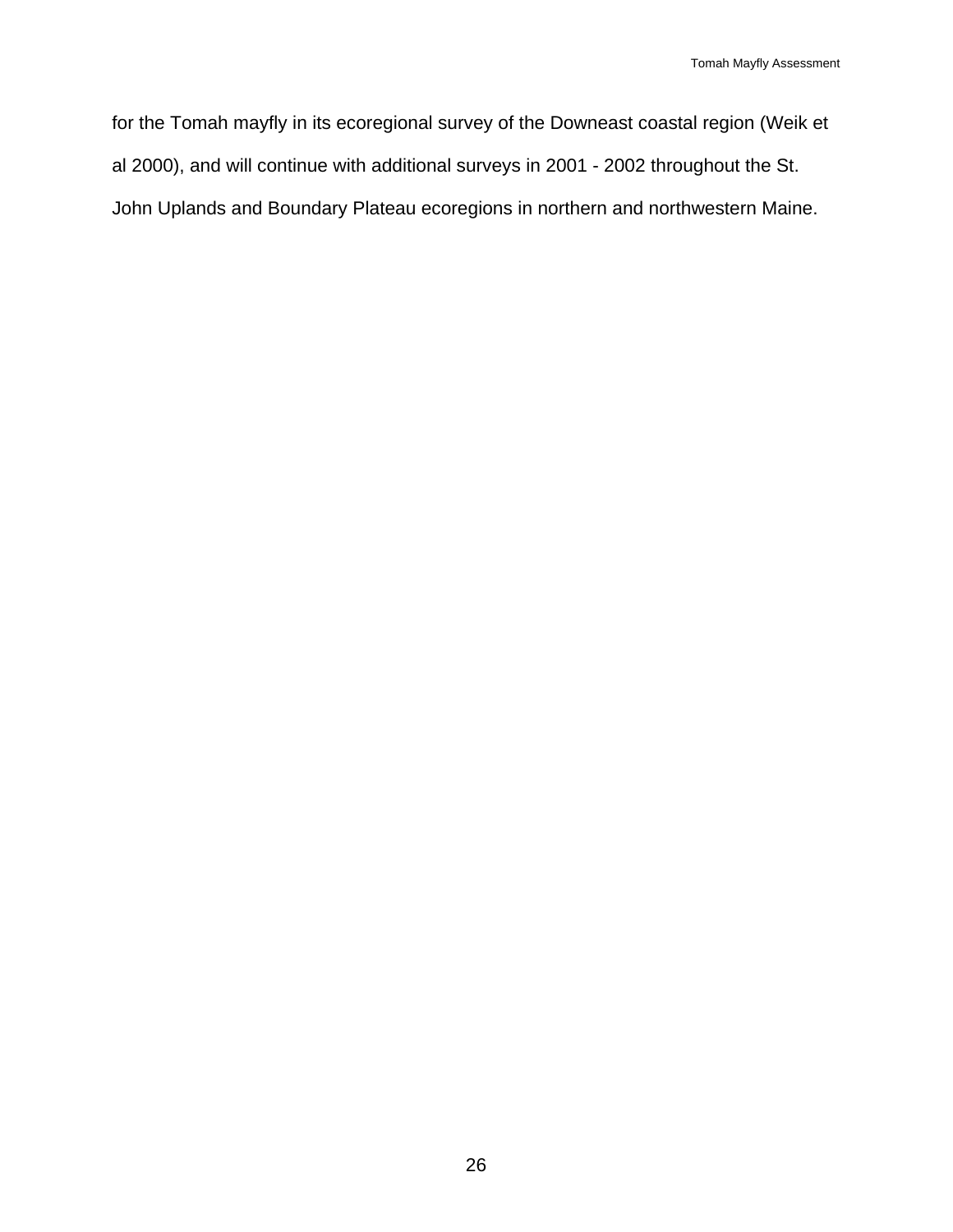for the Tomah mayfly in its ecoregional survey of the Downeast coastal region (Weik et al 2000), and will continue with additional surveys in 2001 - 2002 throughout the St. John Uplands and Boundary Plateau ecoregions in northern and northwestern Maine.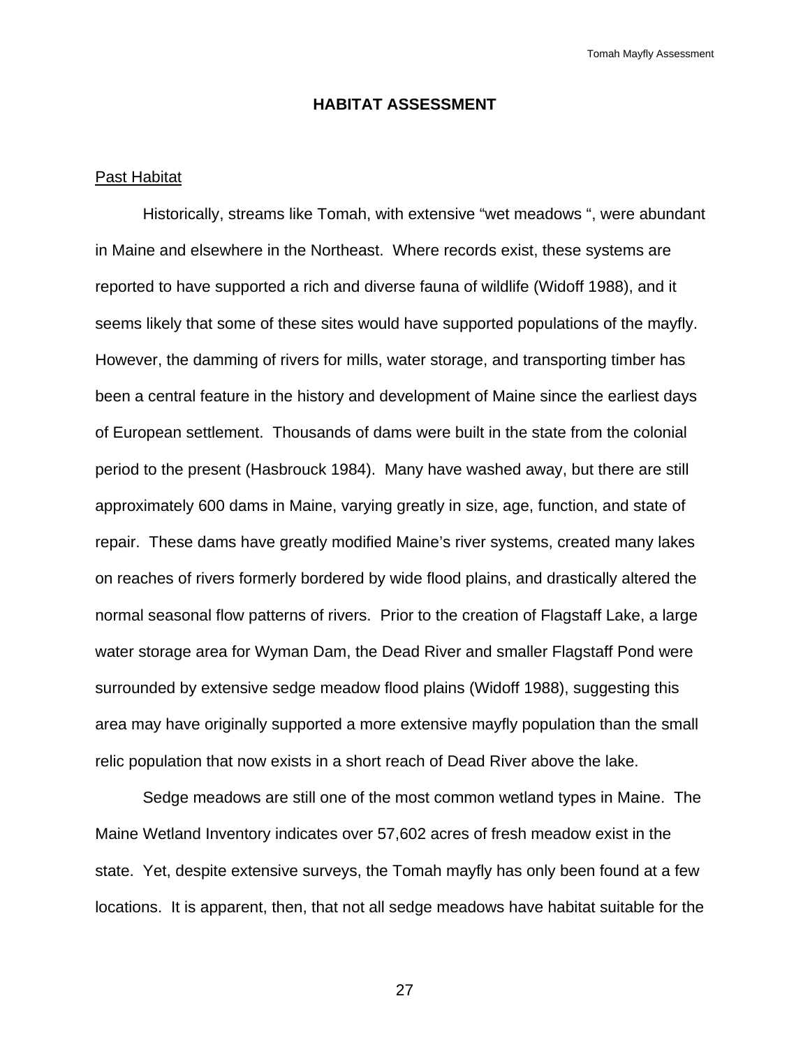## HABITAT ASSESSMENT

### Past Habitat

Historically, streams like Tomah, with extensive "wet meadows ", were abundant in Maine and elsewhere in the Northeast. Where records exist, these systems are reported to have supported a rich and diverse fauna of wildlife (Widoff 1988), and it seems likely that some of these sites would have supported populations of the mayfly. However, the damming of rivers for mills, water storage, and transporting timber has been a central feature in the history and development of Maine since the earliest days of European settlement. Thousands of dams were built in the state from the colonial period to the present (Hasbrouck 1984). Many have washed away, but there are still approximately 600 dams in Maine, varying greatly in size, age, function, and state of repair. These dams have greatly modified Maine's river systems, created many lakes on reaches of rivers formerly bordered by wide flood plains, and drastically altered the normal seasonal flow patterns of rivers. Prior to the creation of Flagstaff Lake, a large water storage area for Wyman Dam, the Dead River and smaller Flagstaff Pond were surrounded by extensive sedge meadow flood plains (Widoff 1988), suggesting this area may have originally supported a more extensive mayfly population than the small relic population that now exists in a short reach of Dead River above the lake.

Sedge meadows are still one of the most common wetland types in Maine. The Maine Wetland Inventory indicates over 57,602 acres of fresh meadow exist in the state. Yet, despite extensive surveys, the Tomah mayfly has only been found at a few locations. It is apparent, then, that not all sedge meadows have habitat suitable for the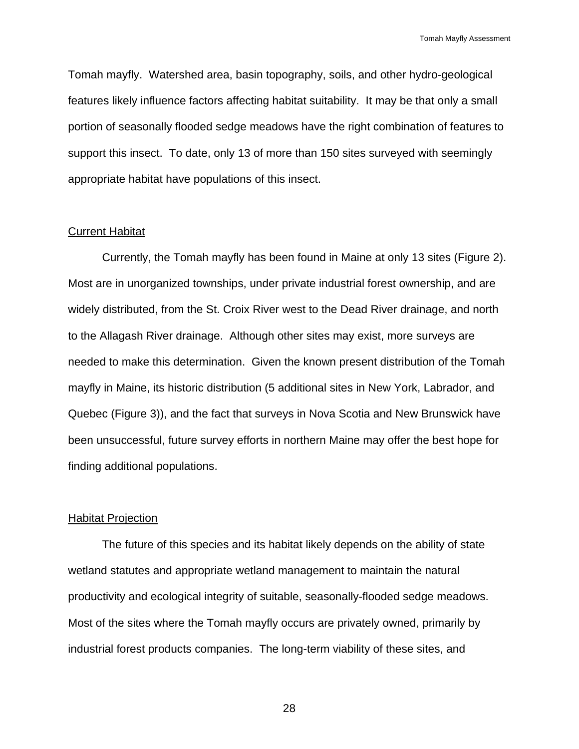Tomah mayfly. Watershed area, basin topography, soils, and other hydro-geological features likely influence factors affecting habitat suitability. It may be that only a small portion of seasonally flooded sedge meadows have the right combination of features to support this insect. To date, only 13 of more than 150 sites surveyed with seemingly appropriate habitat have populations of this insect.

## Current Habitat

Currently, the Tomah mayfly has been found in Maine at only 13 sites (Figure 2). Most are in unorganized townships, under private industrial forest ownership, and are widely distributed, from the St. Croix River west to the Dead River drainage, and north to the Allagash River drainage. Although other sites may exist, more surveys are needed to make this determination. Given the known present distribution of the Tomah mayfly in Maine, its historic distribution (5 additional sites in New York, Labrador, and Quebec (Figure 3)), and the fact that surveys in Nova Scotia and New Brunswick have been unsuccessful, future survey efforts in northern Maine may offer the best hope for finding additional populations.

## Habitat Projection

The future of this species and its habitat likely depends on the ability of state wetland statutes and appropriate wetland management to maintain the natural productivity and ecological integrity of suitable, seasonally-flooded sedge meadows. Most of the sites where the Tomah mayfly occurs are privately owned, primarily by industrial forest products companies. The long-term viability of these sites, and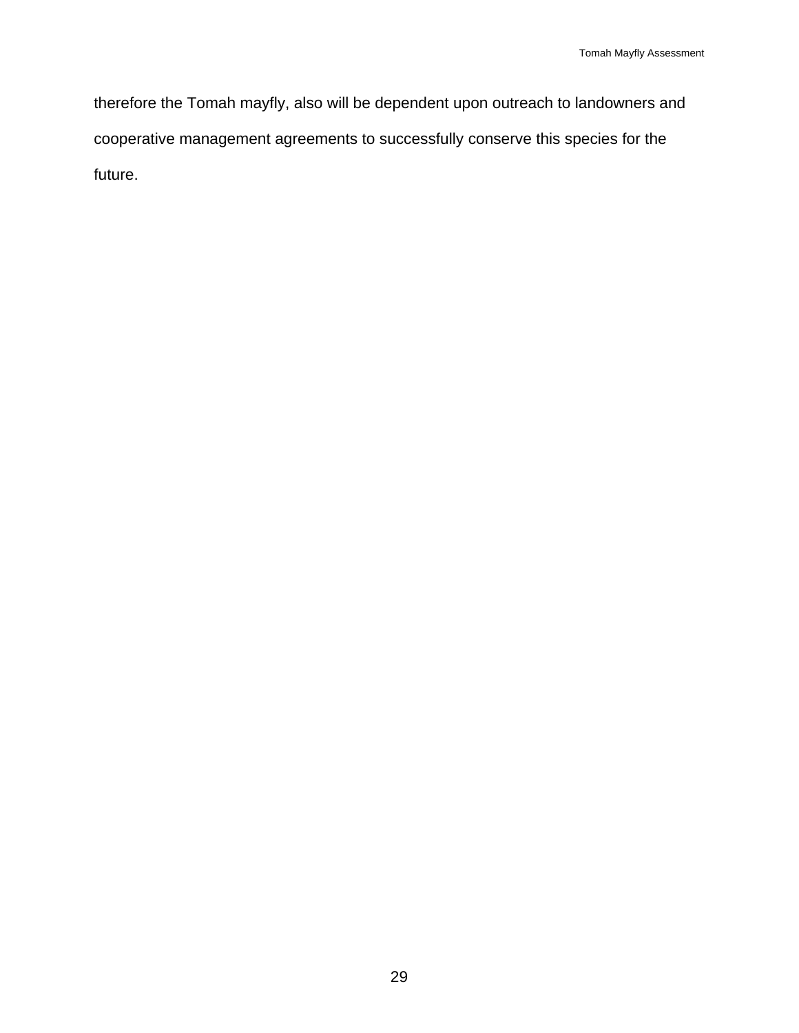therefore the Tomah mayfly, also will be dependent upon outreach to landowners and cooperative management agreements to successfully conserve this species for the future.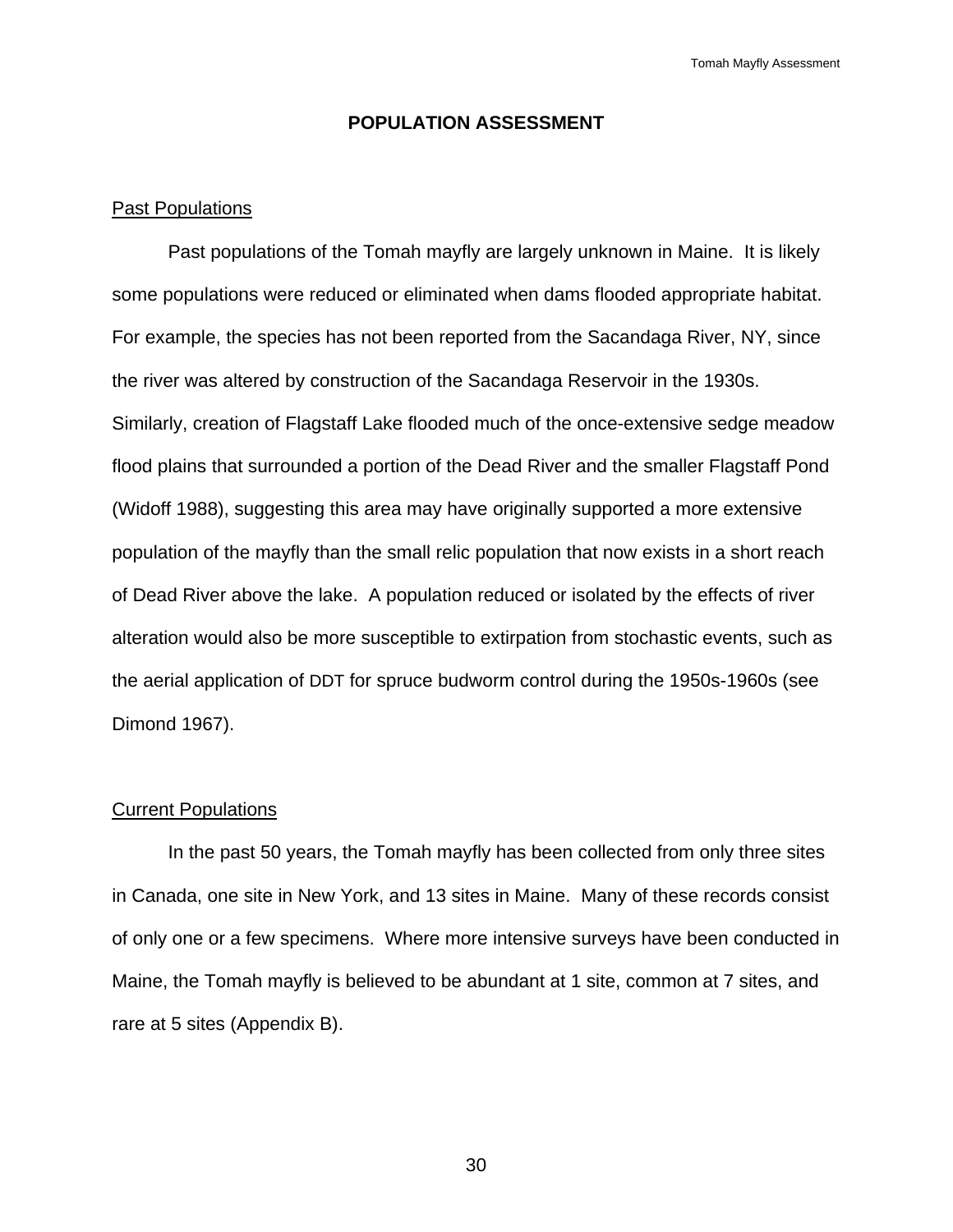# POPULATION ASSESSMENT

## Past Populations

Past populations of the Tomah mayfly are largely unknown in Maine. It is likely some populations were reduced or eliminated when dams flooded appropriate habitat. For example, the species has not been reported from the Sacandaga River, NY, since the river was altered by construction of the Sacandaga Reservoir in the 1930s. Similarly, creation of Flagstaff Lake flooded much of the once-extensive sedge meadow flood plains that surrounded a portion of the Dead River and the smaller Flagstaff Pond (Widoff 1988), suggesting this area may have originally supported a more extensive population of the mayfly than the small relic population that now exists in a short reach of Dead River above the lake. A population reduced or isolated by the effects of river alteration would also be more susceptible to extirpation from stochastic events, such as the aerial application of DDT for spruce budworm control during the 1950s-1960s (see Dimond 1967).

## Current Populations

In the past 50 years, the Tomah mayfly has been collected from only three sites in Canada, one site in New York, and 13 sites in Maine. Many of these records consist of only one or a few specimens. Where more intensive surveys have been conducted in Maine, the Tomah mayfly is believed to be abundant at 1 site, common at 7 sites, and rare at 5 sites (Appendix B).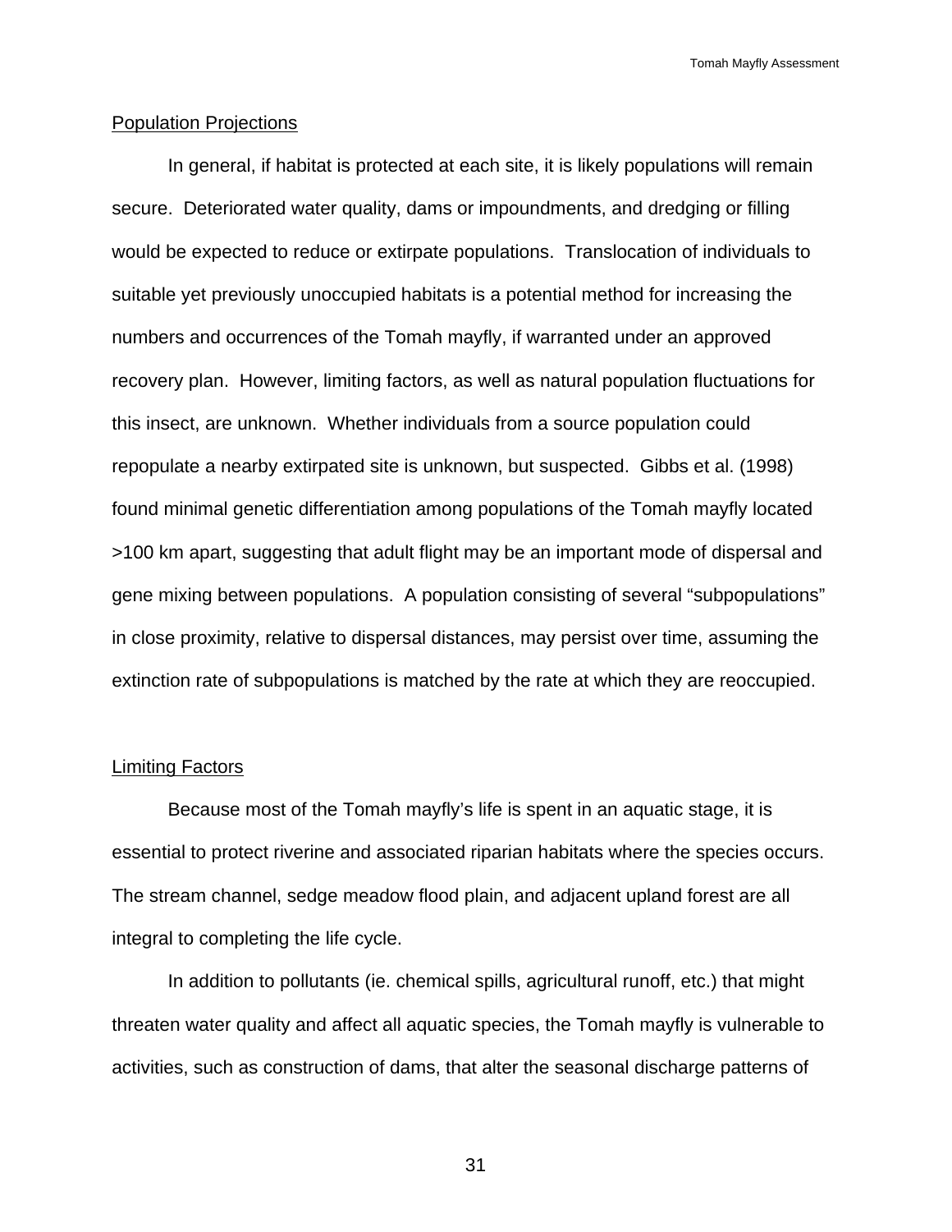## Population Projections

In general, if habitat is protected at each site, it is likely populations will remain secure. Deteriorated water quality, dams or impoundments, and dredging or filling would be expected to reduce or extirpate populations. Translocation of individuals to suitable yet previously unoccupied habitats is a potential method for increasing the numbers and occurrences of the Tomah mayfly, if warranted under an approved recovery plan. However, limiting factors, as well as natural population fluctuations for this insect, are unknown. Whether individuals from a source population could repopulate a nearby extirpated site is unknown, but suspected. Gibbs et al. (1998) found minimal genetic differentiation among populations of the Tomah mayfly located >100 km apart, suggesting that adult flight may be an important mode of dispersal and gene mixing between populations. A population consisting of several "subpopulations" in close proximity, relative to dispersal distances, may persist over time, assuming the extinction rate of subpopulations is matched by the rate at which they are reoccupied.

## Limiting Factors

Because most of the Tomah mayfly's life is spent in an aquatic stage, it is essential to protect riverine and associated riparian habitats where the species occurs. The stream channel, sedge meadow flood plain, and adjacent upland forest are all integral to completing the life cycle.

In addition to pollutants (ie. chemical spills, agricultural runoff, etc.) that might threaten water quality and affect all aquatic species, the Tomah mayfly is vulnerable to activities, such as construction of dams, that alter the seasonal discharge patterns of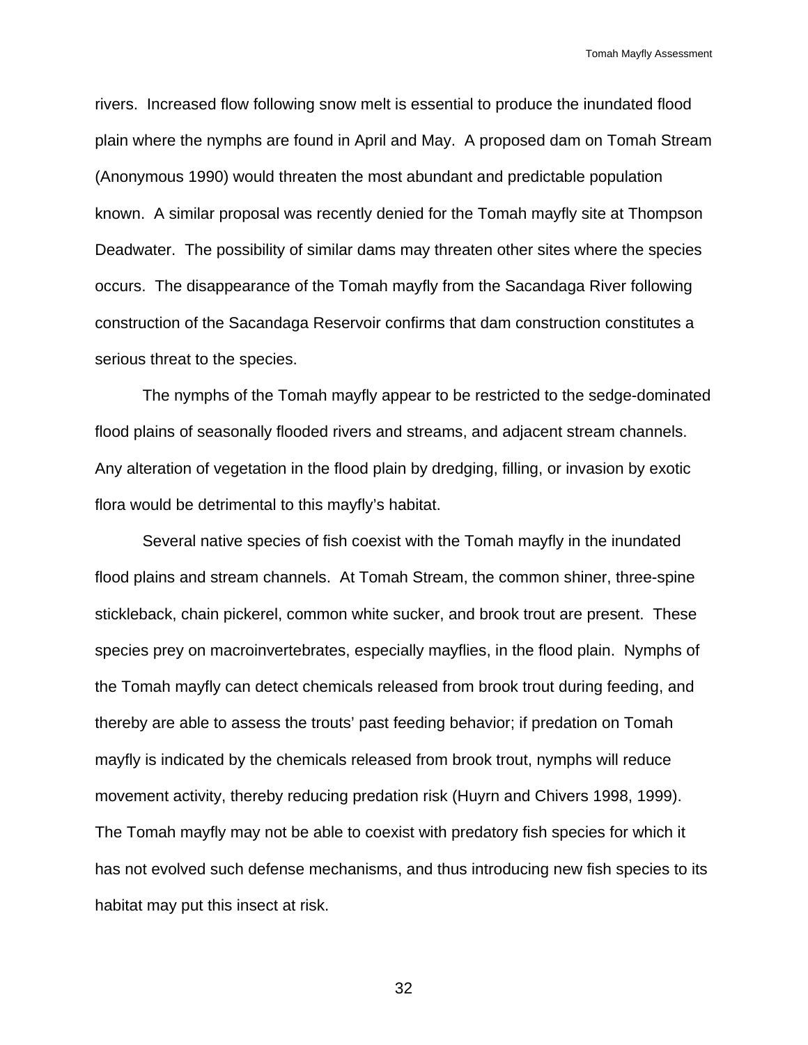rivers. Increased flow following snow melt is essential to produce the inundated flood plain where the nymphs are found in April and May. A proposed dam on Tomah Stream (Anonymous 1990) would threaten the most abundant and predictable population known. A similar proposal was recently denied for the Tomah mayfly site at Thompson Deadwater. The possibility of similar dams may threaten other sites where the species occurs. The disappearance of the Tomah mayfly from the Sacandaga River following construction of the Sacandaga Reservoir confirms that dam construction constitutes a serious threat to the species.

The nymphs of the Tomah mayfly appear to be restricted to the sedge-dominated flood plains of seasonally flooded rivers and streams, and adjacent stream channels. Any alteration of vegetation in the flood plain by dredging, filling, or invasion by exotic flora would be detrimental to this mayfly's habitat.

Several native species of fish coexist with the Tomah mayfly in the inundated flood plains and stream channels. At Tomah Stream, the common shiner, three-spine stickleback, chain pickerel, common white sucker, and brook trout are present. These species prey on macroinvertebrates, especially mayflies, in the flood plain. Nymphs of the Tomah mayfly can detect chemicals released from brook trout during feeding, and thereby are able to assess the trouts' past feeding behavior; if predation on Tomah mayfly is indicated by the chemicals released from brook trout, nymphs will reduce movement activity, thereby reducing predation risk (Huyrn and Chivers 1998, 1999). The Tomah mayfly may not be able to coexist with predatory fish species for which it has not evolved such defense mechanisms, and thus introducing new fish species to its habitat may put this insect at risk.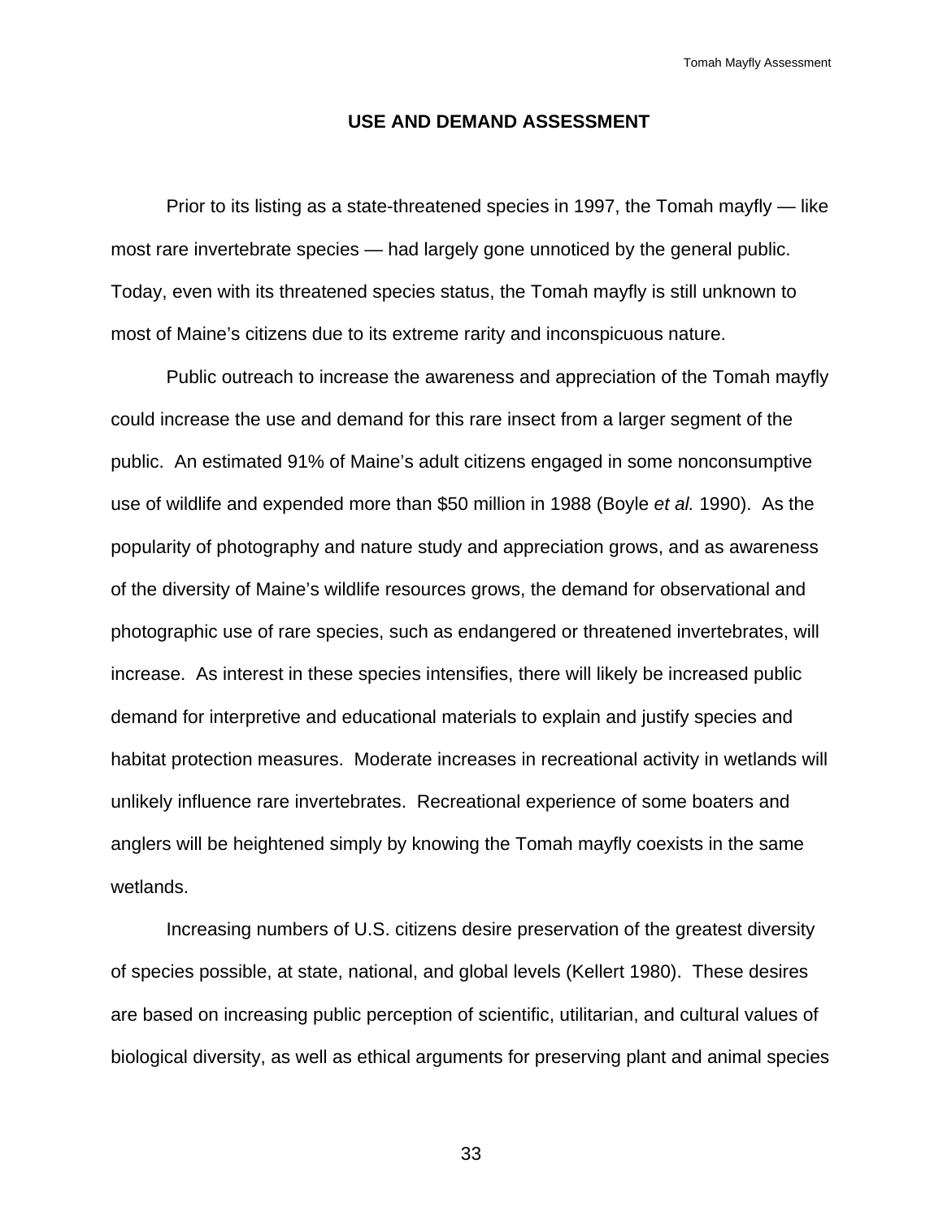## USE AND DEMAND ASSESSMENT

Prior to its listing as a state-threatened species in 1997, the Tomah mayfly — like most rare invertebrate species — had largely gone unnoticed by the general public. Today, even with its threatened species status, the Tomah mayfly is still unknown to most of Maine's citizens due to its extreme rarity and inconspicuous nature.

Public outreach to increase the awareness and appreciation of the Tomah mayfly could increase the use and demand for this rare insect from a larger segment of the public. An estimated 91% of Maine's adult citizens engaged in some nonconsumptive use of wildlife and expended more than $50 million in 1988 (Boyle *et al.* 1990). As the popularity of photography and nature study and appreciation grows, and as awareness of the diversity of Maine's wildlife resources grows, the demand for observational and photographic use of rare species, such as endangered or threatened invertebrates, will increase. As interest in these species intensifies, there will likely be increased public demand for interpretive and educational materials to explain and justify species and habitat protection measures. Moderate increases in recreational activity in wetlands will unlikely influence rare invertebrates. Recreational experience of some boaters and anglers will be heightened simply by knowing the Tomah mayfly coexists in the same wetlands.

Increasing numbers of U.S. citizens desire preservation of the greatest diversity of species possible, at state, national, and global levels (Kellert 1980). These desires are based on increasing public perception of scientific, utilitarian, and cultural values of biological diversity, as well as ethical arguments for preserving plant and animal species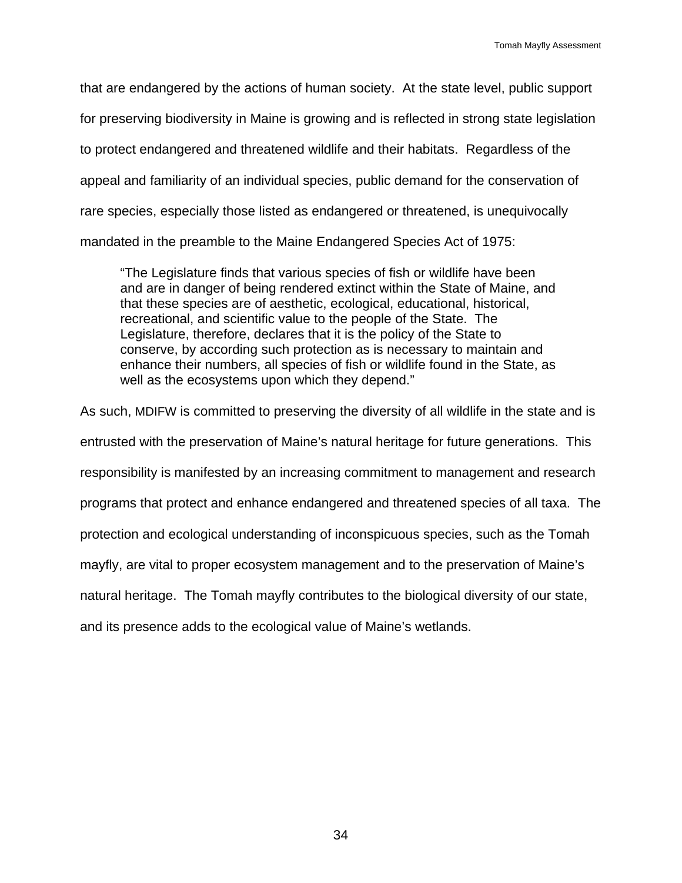that are endangered by the actions of human society. At the state level, public support for preserving biodiversity in Maine is growing and is reflected in strong state legislation to protect endangered and threatened wildlife and their habitats. Regardless of the appeal and familiarity of an individual species, public demand for the conservation of rare species, especially those listed as endangered or threatened, is unequivocally mandated in the preamble to the Maine Endangered Species Act of 1975:

> "The Legislature finds that various species of fish or wildlife have been and are in danger of being rendered extinct within the State of Maine, and that these species are of aesthetic, ecological, educational, historical, recreational, and scientific value to the people of the State. The Legislature, therefore, declares that it is the policy of the State to conserve, by according such protection as is necessary to maintain and enhance their numbers, all species of fish or wildlife found in the State, as well as the ecosystems upon which they depend."

As such, MDIFW is committed to preserving the diversity of all wildlife in the state and is entrusted with the preservation of Maine's natural heritage for future generations. This responsibility is manifested by an increasing commitment to management and research programs that protect and enhance endangered and threatened species of all taxa. The protection and ecological understanding of inconspicuous species, such as the Tomah mayfly, are vital to proper ecosystem management and to the preservation of Maine's natural heritage. The Tomah mayfly contributes to the biological diversity of our state, and its presence adds to the ecological value of Maine's wetlands.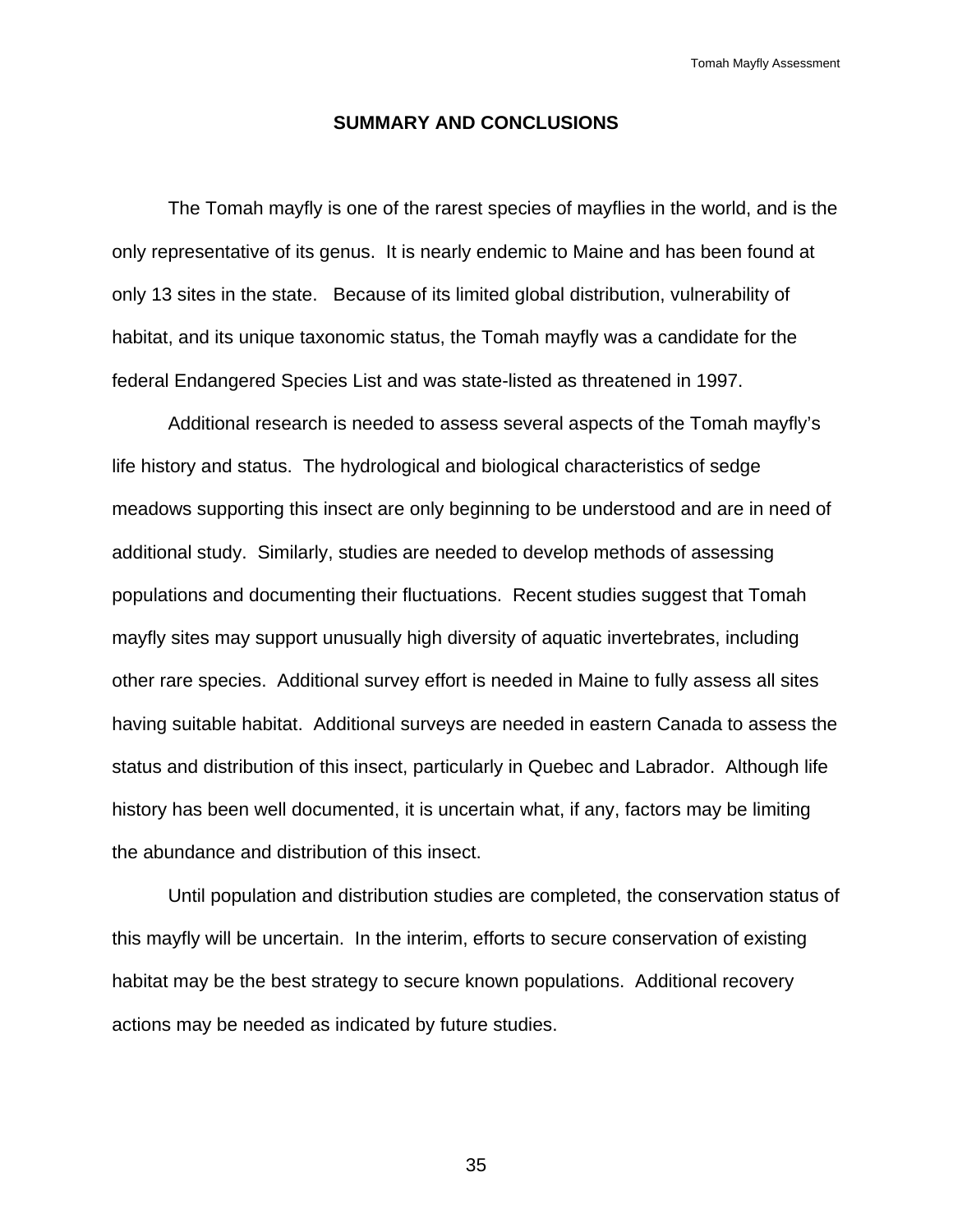## SUMMARY AND CONCLUSIONS

The Tomah mayfly is one of the rarest species of mayflies in the world, and is the only representative of its genus. It is nearly endemic to Maine and has been found at only 13 sites in the state. Because of its limited global distribution, vulnerability of habitat, and its unique taxonomic status, the Tomah mayfly was a candidate for the federal Endangered Species List and was state-listed as threatened in 1997.

Additional research is needed to assess several aspects of the Tomah mayfly's life history and status. The hydrological and biological characteristics of sedge meadows supporting this insect are only beginning to be understood and are in need of additional study. Similarly, studies are needed to develop methods of assessing populations and documenting their fluctuations. Recent studies suggest that Tomah mayfly sites may support unusually high diversity of aquatic invertebrates, including other rare species. Additional survey effort is needed in Maine to fully assess all sites having suitable habitat. Additional surveys are needed in eastern Canada to assess the status and distribution of this insect, particularly in Quebec and Labrador. Although life history has been well documented, it is uncertain what, if any, factors may be limiting the abundance and distribution of this insect.

Until population and distribution studies are completed, the conservation status of this mayfly will be uncertain. In the interim, efforts to secure conservation of existing habitat may be the best strategy to secure known populations. Additional recovery actions may be needed as indicated by future studies.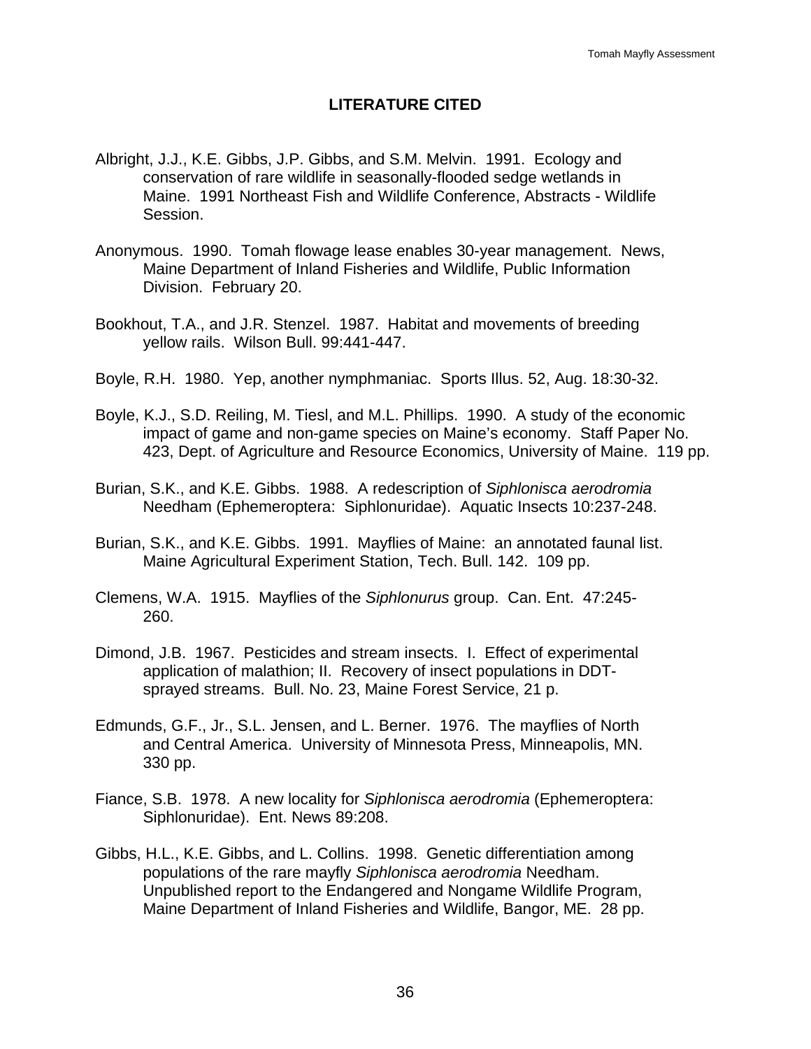## LITERATURE CITED

Albright, J.J., K.E. Gibbs, J.P. Gibbs, and S.M. Melvin. 1991. Ecology and conservation of rare wildlife in seasonally-flooded sedge wetlands in Maine. 1991 Northeast Fish and Wildlife Conference, Abstracts - Wildlife Session.

Anonymous. 1990. Tomah flowage lease enables 30-year management. News, Maine Department of Inland Fisheries and Wildlife, Public Information Division. February 20.

Bookhout, T.A., and J.R. Stenzel. 1987. Habitat and movements of breeding yellow rails. Wilson Bull. 99:441-447.

Boyle, R.H. 1980. Yep, another nymphmaniac. Sports Illus. 52, Aug. 18:30-32.

Boyle, K.J., S.D. Reiling, M. Tiesl, and M.L. Phillips. 1990. A study of the economic impact of game and non-game species on Maine's economy. Staff Paper No. 423, Dept. of Agriculture and Resource Economics, University of Maine. 119 pp.

Burian, S.K., and K.E. Gibbs. 1988. A redescription of *Siphlonisca aerodromia* Needham (Ephemeroptera: Siphlonuridae). Aquatic Insects 10:237-248.

Burian, S.K., and K.E. Gibbs. 1991. Mayflies of Maine: an annotated faunal list. Maine Agricultural Experiment Station, Tech. Bull. 142. 109 pp.

Clemens, W.A. 1915. Mayflies of the *Siphlonurus* group. Can. Ent. 47:245-260.

Dimond, J.B. 1967. Pesticides and stream insects. I. Effect of experimental application of malathion; II. Recovery of insect populations in DDT-sprayed streams. Bull. No. 23, Maine Forest Service, 21 p.

Edmunds, G.F., Jr., S.L. Jensen, and L. Berner. 1976. The mayflies of North and Central America. University of Minnesota Press, Minneapolis, MN. 330 pp.

Fiance, S.B. 1978. A new locality for *Siphlonisca aerodromia* (Ephemeroptera: Siphlonuridae). Ent. News 89:208.

Gibbs, H.L., K.E. Gibbs, and L. Collins. 1998. Genetic differentiation among populations of the rare mayfly *Siphlonisca aerodromia* Needham. Unpublished report to the Endangered and Nongame Wildlife Program, Maine Department of Inland Fisheries and Wildlife, Bangor, ME. 28 pp.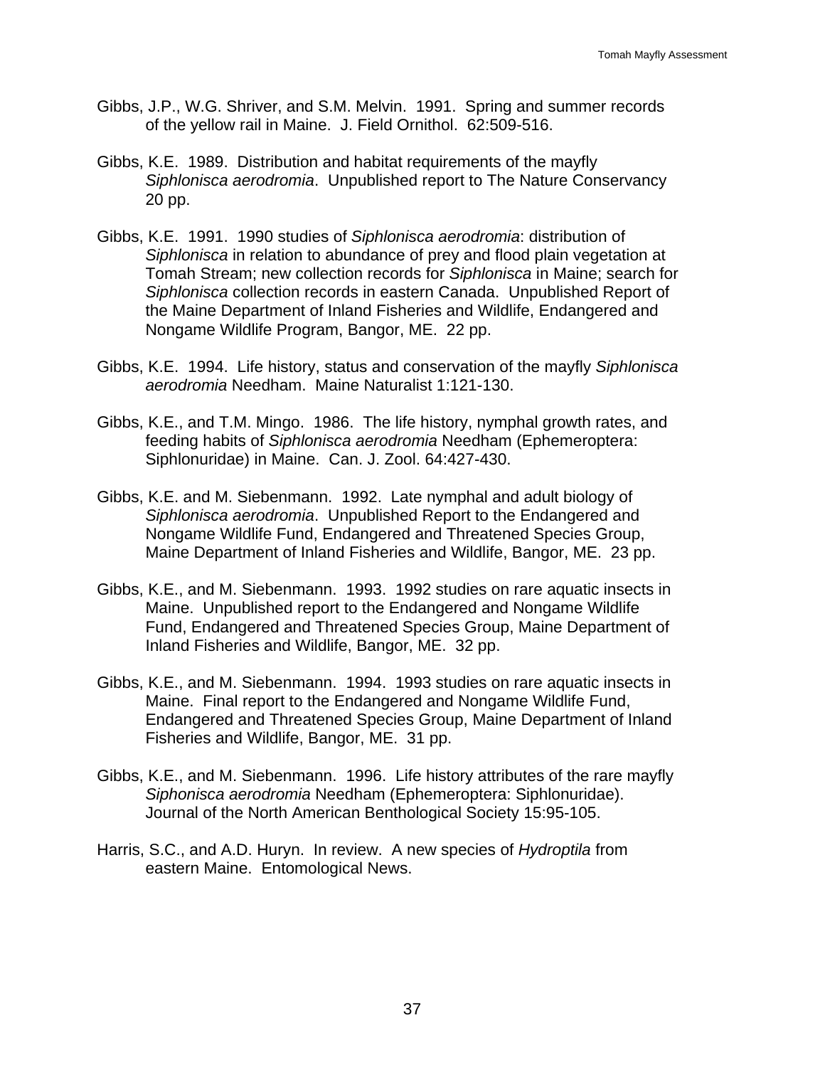Gibbs, J.P., W.G. Shriver, and S.M. Melvin. 1991. Spring and summer records of the yellow rail in Maine. J. Field Ornithol. 62:509-516.

Gibbs, K.E. 1989. Distribution and habitat requirements of the mayfly *Siphlonisca aerodromia*. Unpublished report to The Nature Conservancy 20 pp.

Gibbs, K.E. 1991. 1990 studies of *Siphlonisca aerodromia*: distribution of *Siphlonisca* in relation to abundance of prey and flood plain vegetation at Tomah Stream; new collection records for *Siphlonisca* in Maine; search for *Siphlonisca* collection records in eastern Canada. Unpublished Report of the Maine Department of Inland Fisheries and Wildlife, Endangered and Nongame Wildlife Program, Bangor, ME. 22 pp.

Gibbs, K.E. 1994. Life history, status and conservation of the mayfly *Siphlonisca aerodromia* Needham. Maine Naturalist 1:121-130.

Gibbs, K.E., and T.M. Mingo. 1986. The life history, nymphal growth rates, and feeding habits of *Siphlonisca aerodromia* Needham (Ephemeroptera: Siphlonuridae) in Maine. Can. J. Zool. 64:427-430.

Gibbs, K.E. and M. Siebenmann. 1992. Late nymphal and adult biology of *Siphlonisca aerodromia*. Unpublished Report to the Endangered and Nongame Wildlife Fund, Endangered and Threatened Species Group, Maine Department of Inland Fisheries and Wildlife, Bangor, ME. 23 pp.

Gibbs, K.E., and M. Siebenmann. 1993. 1992 studies on rare aquatic insects in Maine. Unpublished report to the Endangered and Nongame Wildlife Fund, Endangered and Threatened Species Group, Maine Department of Inland Fisheries and Wildlife, Bangor, ME. 32 pp.

Gibbs, K.E., and M. Siebenmann. 1994. 1993 studies on rare aquatic insects in Maine. Final report to the Endangered and Nongame Wildlife Fund, Endangered and Threatened Species Group, Maine Department of Inland Fisheries and Wildlife, Bangor, ME. 31 pp.

Gibbs, K.E., and M. Siebenmann. 1996. Life history attributes of the rare mayfly *Siphonisca aerodromia* Needham (Ephemeroptera: Siphlonuridae). Journal of the North American Benthological Society 15:95-105.

Harris, S.C., and A.D. Huryn. In review. A new species of *Hydroptila* from eastern Maine. Entomological News.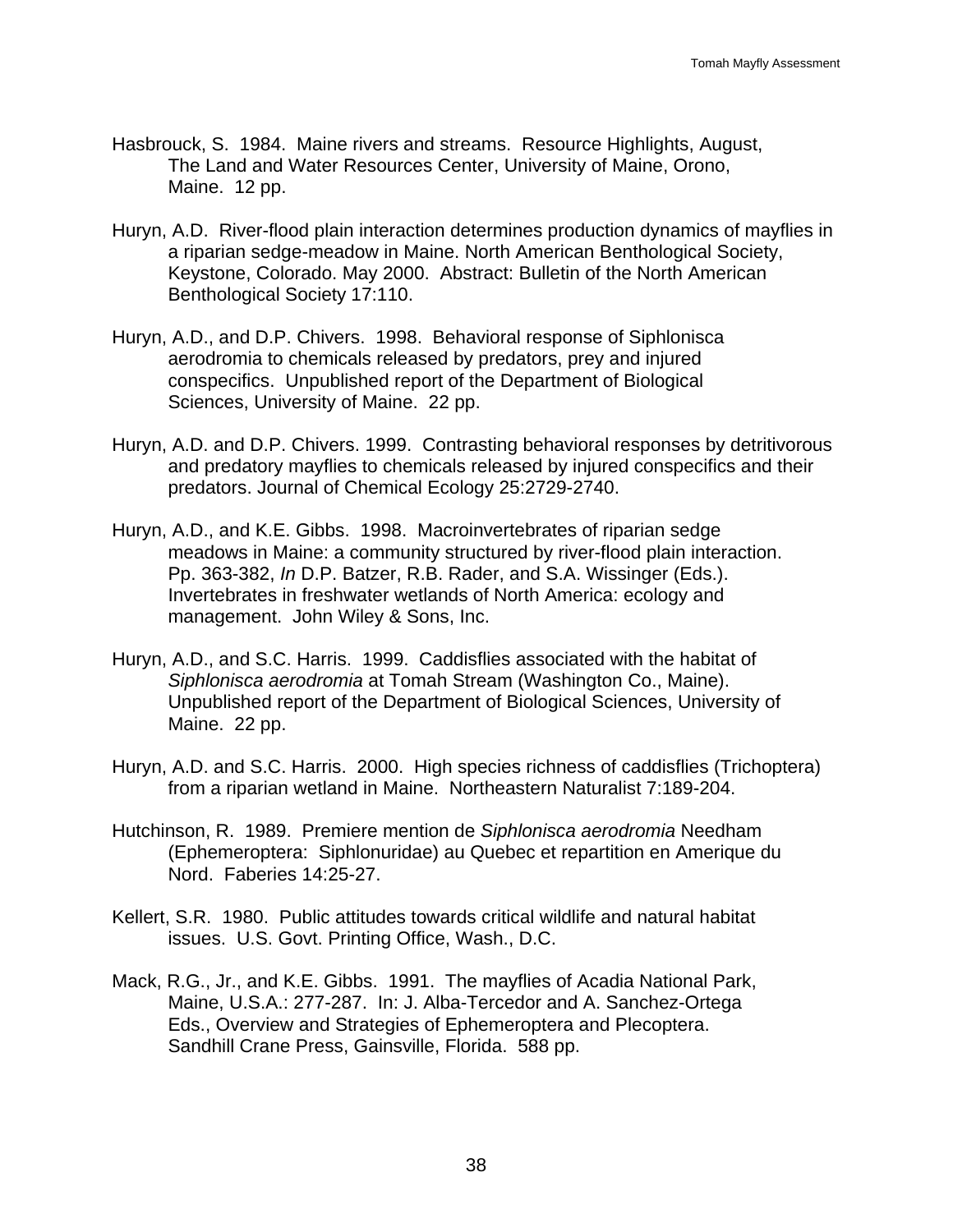Hasbrouck, S. 1984. Maine rivers and streams. Resource Highlights, August, The Land and Water Resources Center, University of Maine, Orono, Maine. 12 pp.

Huryn, A.D. River-flood plain interaction determines production dynamics of mayflies in a riparian sedge-meadow in Maine. North American Benthological Society, Keystone, Colorado. May 2000. Abstract: Bulletin of the North American Benthological Society 17:110.

Huryn, A.D., and D.P. Chivers. 1998. Behavioral response of Siphlonisca aerodromia to chemicals released by predators, prey and injured conspecifics. Unpublished report of the Department of Biological Sciences, University of Maine. 22 pp.

Huryn, A.D. and D.P. Chivers. 1999. Contrasting behavioral responses by detritivorous and predatory mayflies to chemicals released by injured conspecifics and their predators. Journal of Chemical Ecology 25:2729-2740.

Huryn, A.D., and K.E. Gibbs. 1998. Macroinvertebrates of riparian sedge meadows in Maine: a community structured by river-flood plain interaction. Pp. 363-382, *In* D.P. Batzer, R.B. Rader, and S.A. Wissinger (Eds.). Invertebrates in freshwater wetlands of North America: ecology and management. John Wiley & Sons, Inc.

Huryn, A.D., and S.C. Harris. 1999. Caddisflies associated with the habitat of *Siphlonisca aerodromia* at Tomah Stream (Washington Co., Maine). Unpublished report of the Department of Biological Sciences, University of Maine. 22 pp.

Huryn, A.D. and S.C. Harris. 2000. High species richness of caddisflies (Trichoptera) from a riparian wetland in Maine. Northeastern Naturalist 7:189-204.

Hutchinson, R. 1989. Premiere mention de *Siphlonisca aerodromia* Needham (Ephemeroptera: Siphlonuridae) au Quebec et repartition en Amerique du Nord. Faberies 14:25-27.

Kellert, S.R. 1980. Public attitudes towards critical wildlife and natural habitat issues. U.S. Govt. Printing Office, Wash., D.C.

Mack, R.G., Jr., and K.E. Gibbs. 1991. The mayflies of Acadia National Park, Maine, U.S.A.: 277-287. In: J. Alba-Tercedor and A. Sanchez-Ortega Eds., Overview and Strategies of Ephemeroptera and Plecoptera. Sandhill Crane Press, Gainsville, Florida. 588 pp.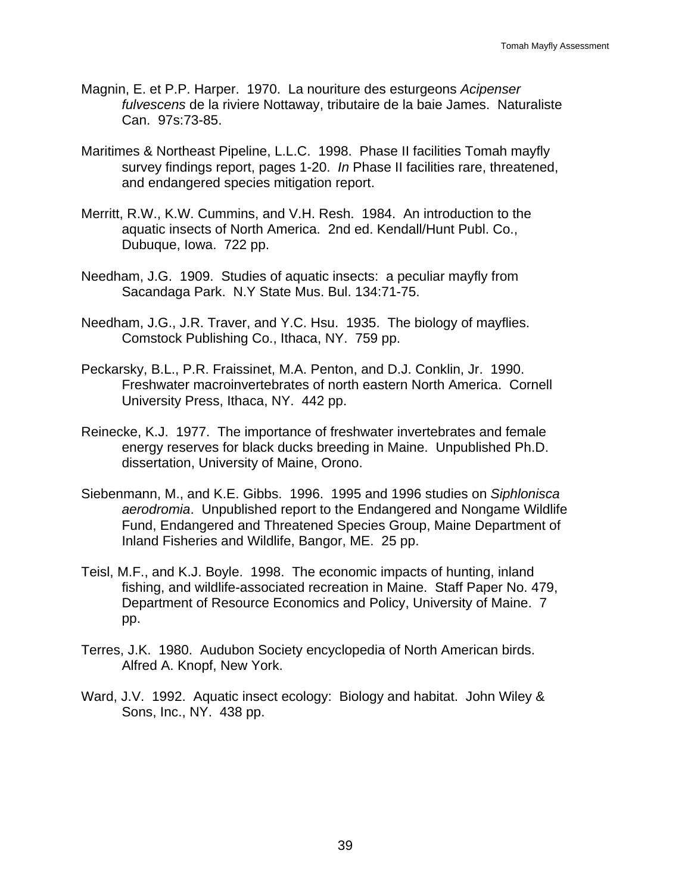Magnin, E. et P.P. Harper. 1970. La nouriture des esturgeons *Acipenser fulvescens* de la riviere Nottaway, tributaire de la baie James. Naturaliste Can. 97s:73-85.

Maritimes & Northeast Pipeline, L.L.C. 1998. Phase II facilities Tomah mayfly survey findings report, pages 1-20. *In* Phase II facilities rare, threatened, and endangered species mitigation report.

Merritt, R.W., K.W. Cummins, and V.H. Resh. 1984. An introduction to the aquatic insects of North America. 2nd ed. Kendall/Hunt Publ. Co., Dubuque, Iowa. 722 pp.

Needham, J.G. 1909. Studies of aquatic insects: a peculiar mayfly from Sacandaga Park. N.Y State Mus. Bul. 134:71-75.

Needham, J.G., J.R. Traver, and Y.C. Hsu. 1935. The biology of mayflies. Comstock Publishing Co., Ithaca, NY. 759 pp.

Peckarsky, B.L., P.R. Fraissinet, M.A. Penton, and D.J. Conklin, Jr. 1990. Freshwater macroinvertebrates of north eastern North America. Cornell University Press, Ithaca, NY. 442 pp.

Reinecke, K.J. 1977. The importance of freshwater invertebrates and female energy reserves for black ducks breeding in Maine. Unpublished Ph.D. dissertation, University of Maine, Orono.

Siebenmann, M., and K.E. Gibbs. 1996. 1995 and 1996 studies on *Siphlonisca aerodromia*. Unpublished report to the Endangered and Nongame Wildlife Fund, Endangered and Threatened Species Group, Maine Department of Inland Fisheries and Wildlife, Bangor, ME. 25 pp.

Teisl, M.F., and K.J. Boyle. 1998. The economic impacts of hunting, inland fishing, and wildlife-associated recreation in Maine. Staff Paper No. 479, Department of Resource Economics and Policy, University of Maine. 7 pp.

Terres, J.K. 1980. Audubon Society encyclopedia of North American birds. Alfred A. Knopf, New York.

Ward, J.V. 1992. Aquatic insect ecology: Biology and habitat. John Wiley & Sons, Inc., NY. 438 pp.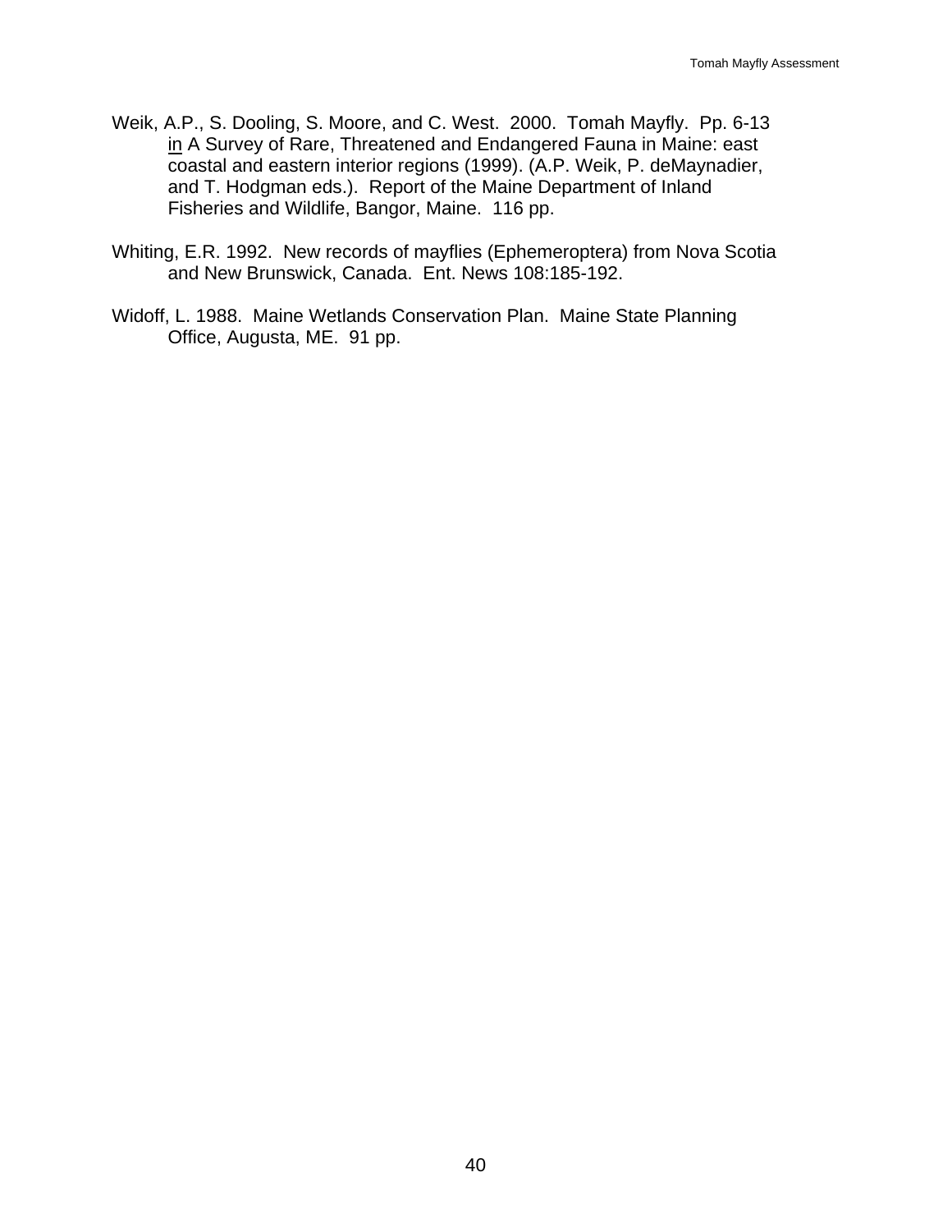Weik, A.P., S. Dooling, S. Moore, and C. West. 2000. Tomah Mayfly. Pp. 6-13 in A Survey of Rare, Threatened and Endangered Fauna in Maine: east coastal and eastern interior regions (1999). (A.P. Weik, P. deMaynadier, and T. Hodgman eds.). Report of the Maine Department of Inland Fisheries and Wildlife, Bangor, Maine. 116 pp.

Whiting, E.R. 1992. New records of mayflies (Ephemeroptera) from Nova Scotia and New Brunswick, Canada. Ent. News 108:185-192.

Widoff, L. 1988. Maine Wetlands Conservation Plan. Maine State Planning Office, Augusta, ME. 91 pp.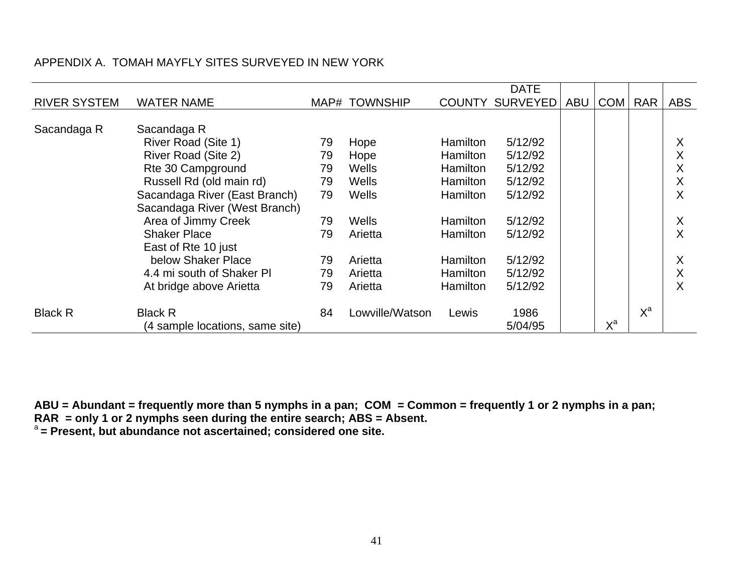APPENDIX A. TOMAH MAYFLY SITES SURVEYED IN NEW YORK

| RIVER SYSTEM | WATER NAME | MAP# | TOWNSHIP | COUNTY | DATE SURVEYED | ABU | COM | RAR | ABS |
|---|---|---|---|---|---|---|---|---|---|
| Sacandaga R | Sacandaga R | | | | | | | | |
| | River Road (Site 1) | 79 | Hope | Hamilton | 5/12/92 | | | | X |
| | River Road (Site 2) | 79 | Hope | Hamilton | 5/12/92 | | | | X |
| | Rte 30 Campground | 79 | Wells | Hamilton | 5/12/92 | | | | X |
| | Russell Rd (old main rd) | 79 | Wells | Hamilton | 5/12/92 | | | | X |
| | Sacandaga River (East Branch) | 79 | Wells | Hamilton | 5/12/92 | | | | X |
| | Sacandaga River (West Branch) | | | | | | | | |
| | Area of Jimmy Creek | 79 | Wells | Hamilton | 5/12/92 | | | | X |
| | Shaker Place | 79 | Arietta | Hamilton | 5/12/92 | | | | X |
| | East of Rte 10 just below Shaker Place | 79 | Arietta | Hamilton | 5/12/92 | | | | X |
| | 4.4 mi south of Shaker Pl | 79 | Arietta | Hamilton | 5/12/92 | | | | X |
| | At bridge above Arietta | 79 | Arietta | Hamilton | 5/12/92 | | | | X |
| Black R | Black R | 84 | Lowville/Watson | Lewis | 1986 | | | X[a] | |
| | (4 sample locations, same site) | | | | 5/04/95 | | X[a] | | |

**ABU = Abundant = frequently more than 5 nymphs in a pan; COM = Common = frequently 1 or 2 nymphs in a pan; RAR = only 1 or 2 nymphs seen during the entire search; ABS = Absent.**

**[a] = Present, but abundance not ascertained; considered one site.**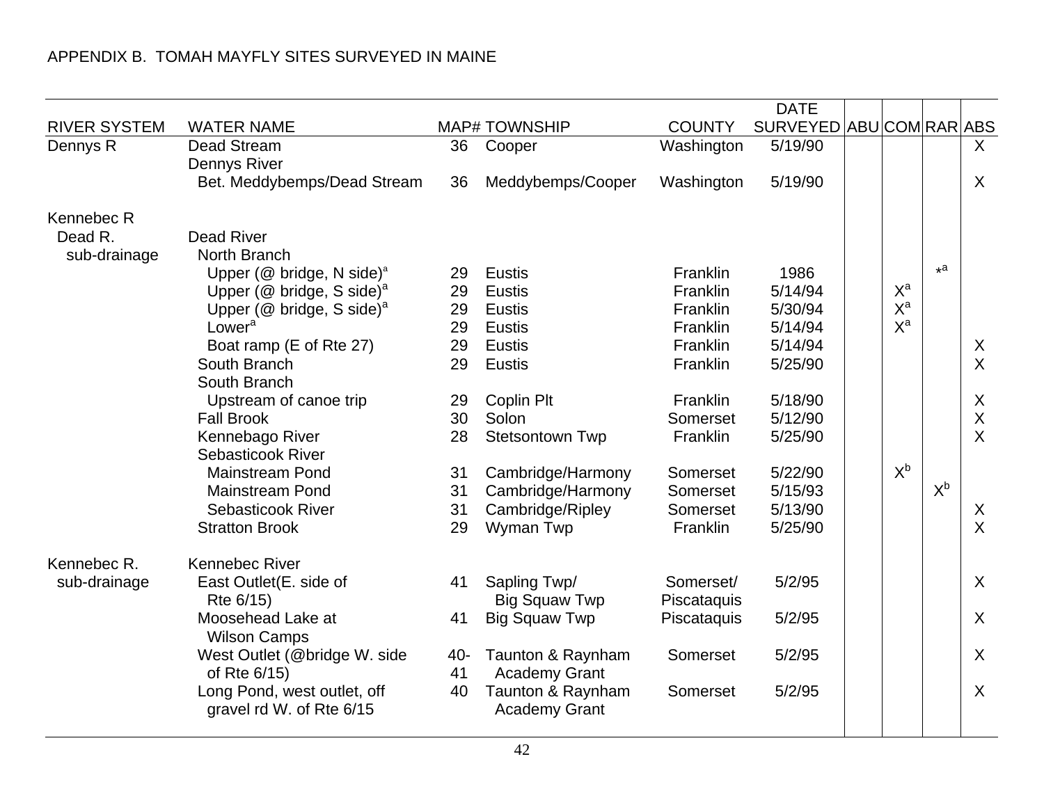APPENDIX B. TOMAH MAYFLY SITES SURVEYED IN MAINE

| RIVER SYSTEM | WATER NAME | MAP# | TOWNSHIP | COUNTY | DATE SURVEYED | ABU | COM | RAR | ABS |
|---|---|---|---|---|---|---|---|---|---|
| Dennys R | Dead Stream | 36 | Cooper | Washington | 5/19/90 | | | | X |
| | Dennys River | | | | | | | | |
| | Bet. Meddybemps/Dead Stream | 36 | Meddybemps/Cooper | Washington | 5/19/90 | | | | X |
| Kennebec R | | | | | | | | | |
| Dead R. sub-drainage | Dead River | | | | | | | | |
| | North Branch | | | | | | | | |
| | Upper (@ bridge, N side)[a] | 29 | Eustis | Franklin | 1986 | | | *[a] | |
| | Upper (@ bridge, S side)[a] | 29 | Eustis | Franklin | 5/14/94 | | X[a] | | |
| | Upper (@ bridge, S side)[a] | 29 | Eustis | Franklin | 5/30/94 | | X[a] | | |
| | Lower[a] | 29 | Eustis | Franklin | 5/14/94 | | X[a] | | |
| | Boat ramp (E of Rte 27) | 29 | Eustis | Franklin | 5/14/94 | | | | X |
| | South Branch | 29 | Eustis | Franklin | 5/25/90 | | | | X |
| | South Branch | | | | | | | | |
| | Upstream of canoe trip | 29 | Coplin Plt | Franklin | 5/18/90 | | | | X |
| | Fall Brook | 30 | Solon | Somerset | 5/12/90 | | | | X |
| | Kennebago River | 28 | Stetsontown Twp | Franklin | 5/25/90 | | | | X |
| | Sebasticook River | | | | | | | | |
| | Mainstream Pond | 31 | Cambridge/Harmony | Somerset | 5/22/90 | | X[b] | | |
| | Mainstream Pond | 31 | Cambridge/Harmony | Somerset | 5/15/93 | | | X[b] | |
| | Sebasticook River | 31 | Cambridge/Ripley | Somerset | 5/13/90 | | | | X |
| | Stratton Brook | 29 | Wyman Twp | Franklin | 5/25/90 | | | | X |
| Kennebec R. sub-drainage | Kennebec River | | | | | | | | |
| | East Outlet(E. side of Rte 6/15) | 41 | Sapling Twp/ Big Squaw Twp | Somerset/ Piscataquis | 5/2/95 | | | | X |
| | Moosehead Lake at Wilson Camps | 41 | Big Squaw Twp | Piscataquis | 5/2/95 | | | | X |
| | West Outlet (@bridge W. side of Rte 6/15) | 40-41 | Taunton & Raynham Academy Grant | Somerset | 5/2/95 | | | | X |
| | Long Pond, west outlet, off gravel rd W. of Rte 6/15 | 40 | Taunton & Raynham Academy Grant | Somerset | 5/2/95 | | | | X |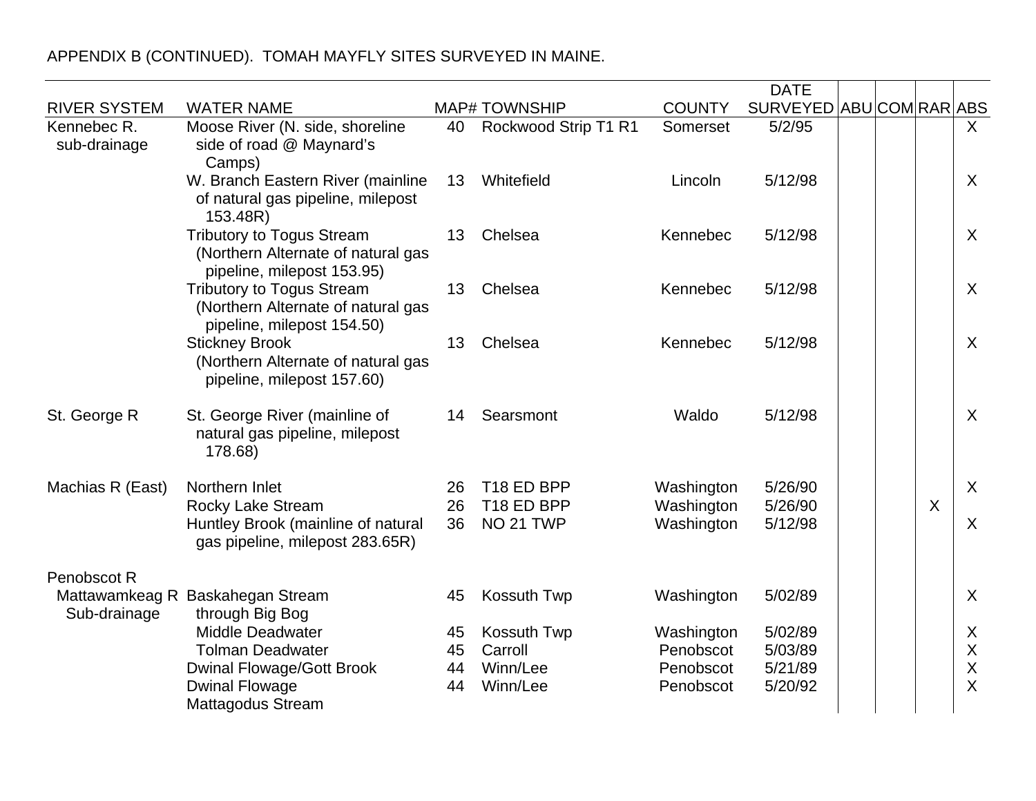APPENDIX B (CONTINUED). TOMAH MAYFLY SITES SURVEYED IN MAINE.

| RIVER SYSTEM | WATER NAME | MAP# | TOWNSHIP | COUNTY | DATE SURVEYED | ABU | COM | RAR | ABS |
|---|---|---|---|---|---|---|---|---|---|
| Kennebec R. sub-drainage | Moose River (N. side, shoreline side of road @ Maynard's Camps) | 40 | Rockwood Strip T1 R1 | Somerset | 5/2/95 | | | | X |
| | W. Branch Eastern River (mainline of natural gas pipeline, milepost 153.48R) | 13 | Whitefield | Lincoln | 5/12/98 | | | | X |
| | Tributory to Togus Stream (Northern Alternate of natural gas pipeline, milepost 153.95) | 13 | Chelsea | Kennebec | 5/12/98 | | | | X |
| | Tributory to Togus Stream (Northern Alternate of natural gas pipeline, milepost 154.50) | 13 | Chelsea | Kennebec | 5/12/98 | | | | X |
| | Stickney Brook (Northern Alternate of natural gas pipeline, milepost 157.60) | 13 | Chelsea | Kennebec | 5/12/98 | | | | X |
| St. George R | St. George River (mainline of natural gas pipeline, milepost 178.68) | 14 | Searsmont | Waldo | 5/12/98 | | | | X |
| Machias R (East) | Northern Inlet | 26 | T18 ED BPP | Washington | 5/26/90 | | | | X |
| | Rocky Lake Stream | 26 | T18 ED BPP | Washington | 5/26/90 | | | X | |
| | Huntley Brook (mainline of natural gas pipeline, milepost 283.65R) | 36 | NO 21 TWP | Washington | 5/12/98 | | | | X |
| Penobscot R Mattawamkeag R Sub-drainage | Baskahegan Stream through Big Bog | 45 | Kossuth Twp | Washington | 5/02/89 | | | | X |
| | Middle Deadwater | 45 | Kossuth Twp | Washington | 5/02/89 | | | | X |
| | Tolman Deadwater | 45 | Carroll | Penobscot | 5/03/89 | | | | X |
| | Dwinal Flowage/Gott Brook | 44 | Winn/Lee | Penobscot | 5/21/89 | | | | X |
| | Dwinal Flowage | 44 | Winn/Lee | Penobscot | 5/20/92 | | | | X |
| | Mattagodus Stream | | | | | | | | |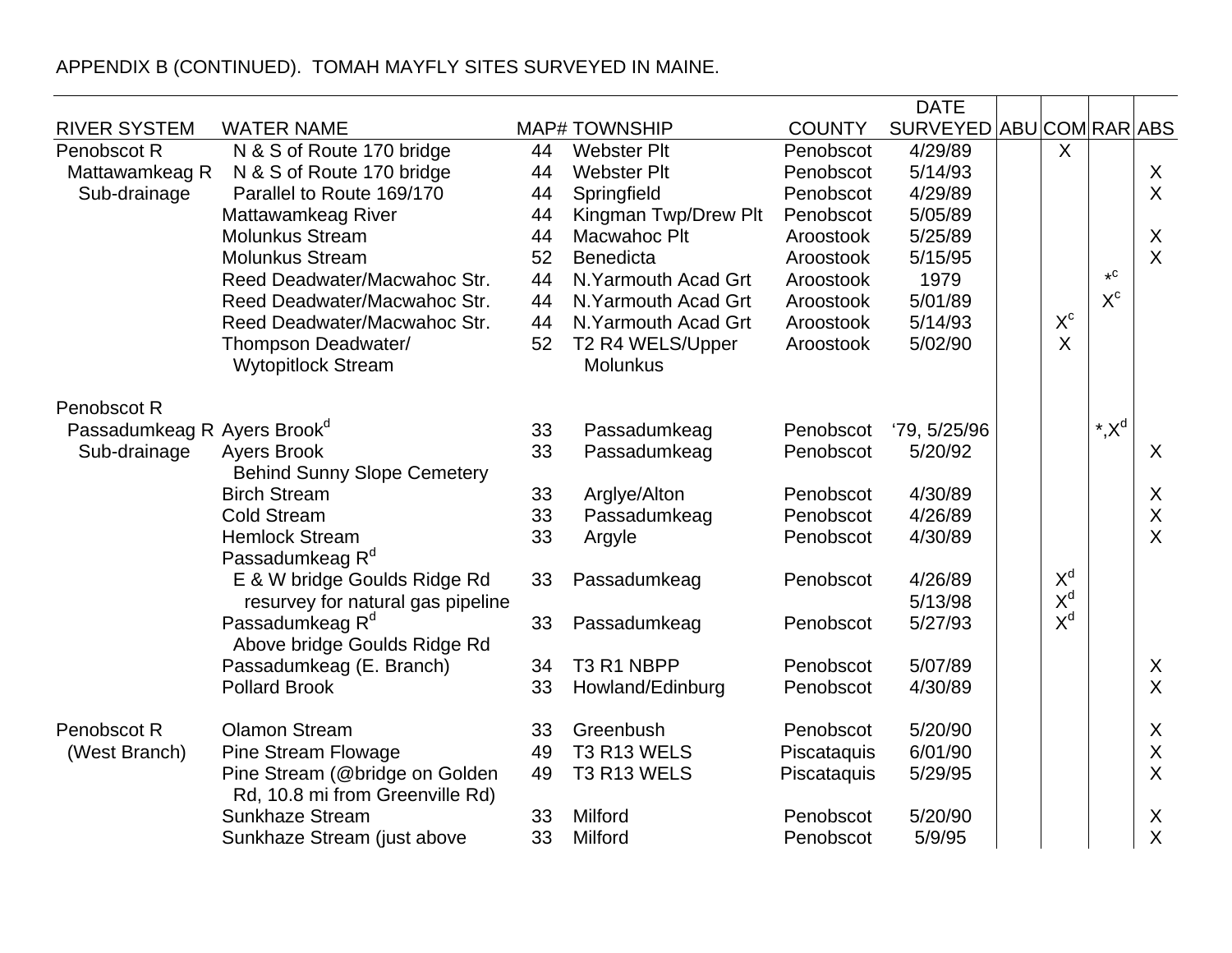APPENDIX B (CONTINUED). TOMAH MAYFLY SITES SURVEYED IN MAINE.

| RIVER SYSTEM | WATER NAME | MAP# | TOWNSHIP | COUNTY | DATE SURVEYED | ABU | COM | RAR | ABS |
|---|---|---|---|---|---|---|---|---|---|
| Penobscot R | N & S of Route 170 bridge | 44 | Webster Plt | Penobscot | 4/29/89 | | X | | |
| Mattawamkeag R | N & S of Route 170 bridge | 44 | Webster Plt | Penobscot | 5/14/93 | | | | X |
| Sub-drainage | Parallel to Route 169/170 | 44 | Springfield | Penobscot | 4/29/89 | | | | X |
| | Mattawamkeag River | 44 | Kingman Twp/Drew Plt | Penobscot | 5/05/89 | | | | |
| | Molunkus Stream | 44 | Macwahoc Plt | Aroostook | 5/25/89 | | | | X |
| | Molunkus Stream | 52 | Benedicta | Aroostook | 5/15/95 | | | | X |
| | Reed Deadwater/Macwahoc Str. | 44 | N.Yarmouth Acad Grt | Aroostook | 1979 | | | *[c] | |
| | Reed Deadwater/Macwahoc Str. | 44 | N.Yarmouth Acad Grt | Aroostook | 5/01/89 | | | X[c] | |
| | Reed Deadwater/Macwahoc Str. | 44 | N.Yarmouth Acad Grt | Aroostook | 5/14/93 | | X[c] | | |
| | Thompson Deadwater/ Wytopitlock Stream | 52 | T2 R4 WELS/Upper Molunkus | Aroostook | 5/02/90 | | X | | |
| Penobscot R | | | | | | | | | |
| Passadumkeag R | Ayers Brook[d] | 33 | Passadumkeag | Penobscot | '79, 5/25/96 | | | *,X[d] | |
| Sub-drainage | Ayers Brook Behind Sunny Slope Cemetery | 33 | Passadumkeag | Penobscot | 5/20/92 | | | | X |
| | Birch Stream | 33 | Arglye/Alton | Penobscot | 4/30/89 | | | | X |
| | Cold Stream | 33 | Passadumkeag | Penobscot | 4/26/89 | | | | X |
| | Hemlock Stream | 33 | Argyle | Penobscot | 4/30/89 | | | | X |
| | Passadumkeag R[d] | | | | | | | | |
| | E & W bridge Goulds Ridge Rd | 33 | Passadumkeag | Penobscot | 4/26/89 | | X[d] | | |
| | resurvey for natural gas pipeline | | | | 5/13/98 | | X[d] | | |
| | Passadumkeag R[d] Above bridge Goulds Ridge Rd | 33 | Passadumkeag | Penobscot | 5/27/93 | | X[d] | | |
| | Passadumkeag (E. Branch) | 34 | T3 R1 NBPP | Penobscot | 5/07/89 | | | | X |
| | Pollard Brook | 33 | Howland/Edinburg | Penobscot | 4/30/89 | | | | X |
| Penobscot R | Olamon Stream | 33 | Greenbush | Penobscot | 5/20/90 | | | | X |
| (West Branch) | Pine Stream Flowage | 49 | T3 R13 WELS | Piscataquis | 6/01/90 | | | | X |
| | Pine Stream (@bridge on Golden Rd, 10.8 mi from Greenville Rd) | 49 | T3 R13 WELS | Piscataquis | 5/29/95 | | | | X |
| | Sunkhaze Stream | 33 | Milford | Penobscot | 5/20/90 | | | | X |
| | Sunkhaze Stream (just above | 33 | Milford | Penobscot | 5/9/95 | | | | X |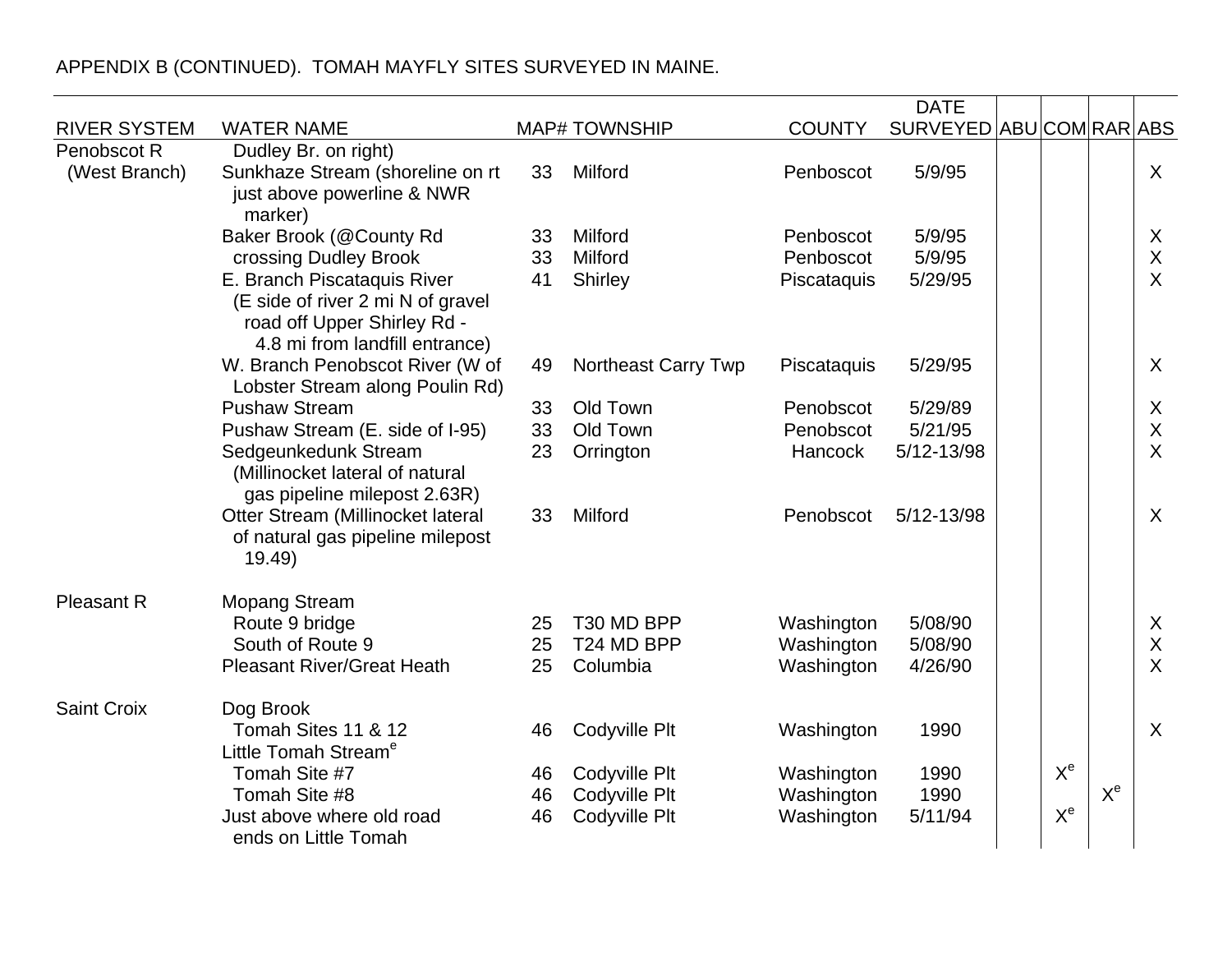APPENDIX B (CONTINUED). TOMAH MAYFLY SITES SURVEYED IN MAINE.

| RIVER SYSTEM | WATER NAME | MAP# | TOWNSHIP | COUNTY | DATE SURVEYED | ABU | COM | RAR | ABS |
|---|---|---|---|---|---|---|---|---|---|
| Penobscot R (West Branch) | Dudley Br. on right) | | | | | | | | |
| | Sunkhaze Stream (shoreline on rt just above powerline & NWR marker) | 33 | Milford | Penboscot | 5/9/95 | | | | X |
| | Baker Brook (@County Rd crossing Dudley Brook | 33 | Milford | Penboscot | 5/9/95 | | | | X |
| | | 33 | Milford | Penboscot | 5/9/95 | | | | X |
| | E. Branch Piscataquis River (E side of river 2 mi N of gravel road off Upper Shirley Rd - 4.8 mi from landfill entrance) | 41 | Shirley | Piscataquis | 5/29/95 | | | | X |
| | W. Branch Penobscot River (W of Lobster Stream along Poulin Rd) | 49 | Northeast Carry Twp | Piscataquis | 5/29/95 | | | | X |
| | Pushaw Stream | 33 | Old Town | Penobscot | 5/29/89 | | | | X |
| | Pushaw Stream (E. side of I-95) | 33 | Old Town | Penobscot | 5/21/95 | | | | X |
| | Sedgeunkedunk Stream (Millinocket lateral of natural gas pipeline milepost 2.63R) | 23 | Orrington | Hancock | 5/12-13/98 | | | | X |
| | Otter Stream (Millinocket lateral of natural gas pipeline milepost 19.49) | 33 | Milford | Penobscot | 5/12-13/98 | | | | X |
| Pleasant R | Mopang Stream | | | | | | | | |
| | Route 9 bridge | 25 | T30 MD BPP | Washington | 5/08/90 | | | | X |
| | South of Route 9 | 25 | T24 MD BPP | Washington | 5/08/90 | | | | X |
| | Pleasant River/Great Heath | 25 | Columbia | Washington | 4/26/90 | | | | X |
| Saint Croix | Dog Brook | | | | | | | | |
| | Tomah Sites 11 & 12 | 46 | Codyville Plt | Washington | 1990 | | | | X |
| | Little Tomah Stream[e] | | | | | | | | |
| | Tomah Site #7 | 46 | Codyville Plt | Washington | 1990 | | X[e] | | |
| | Tomah Site #8 | 46 | Codyville Plt | Washington | 1990 | | | X[e] | |
| | Just above where old road ends on Little Tomah | 46 | Codyville Plt | Washington | 5/11/94 | | X[e] | | |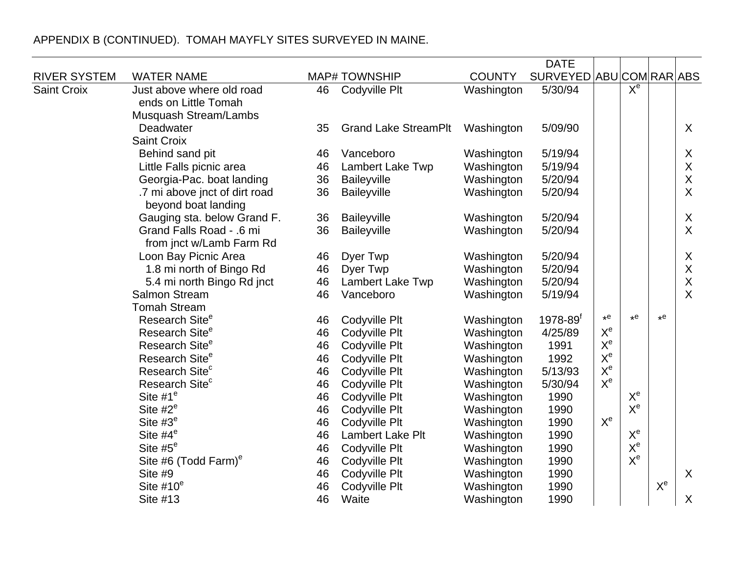APPENDIX B (CONTINUED). TOMAH MAYFLY SITES SURVEYED IN MAINE.

| RIVER SYSTEM | WATER NAME | MAP# | TOWNSHIP | COUNTY | DATE SURVEYED | ABU | COM | RAR | ABS |
|---|---|---|---|---|---|---|---|---|---|
| Saint Croix | Just above where old road ends on Little Tomah | 46 | Codyville Plt | Washington | 5/30/94 | | X[e] | | |
| | Musquash Stream/Lambs Deadwater | 35 | Grand Lake StreamPlt | Washington | 5/09/90 | | | | X |
| | Saint Croix | | | | | | | | |
| | Behind sand pit | 46 | Vanceboro | Washington | 5/19/94 | | | | X |
| | Little Falls picnic area | 46 | Lambert Lake Twp | Washington | 5/19/94 | | | | X |
| | Georgia-Pac. boat landing | 36 | Baileyville | Washington | 5/20/94 | | | | X |
| | .7 mi above jnct of dirt road beyond boat landing | 36 | Baileyville | Washington | 5/20/94 | | | | X |
| | Gauging sta. below Grand F. | 36 | Baileyville | Washington | 5/20/94 | | | | X |
| | Grand Falls Road - .6 mi from jnct w/Lamb Farm Rd | 36 | Baileyville | Washington | 5/20/94 | | | | X |
| | Loon Bay Picnic Area | 46 | Dyer Twp | Washington | 5/20/94 | | | | X |
| | 1.8 mi north of Bingo Rd | 46 | Dyer Twp | Washington | 5/20/94 | | | | X |
| | 5.4 mi north Bingo Rd jnct | 46 | Lambert Lake Twp | Washington | 5/20/94 | | | | X |
| | Salmon Stream | 46 | Vanceboro | Washington | 5/19/94 | | | | X |
| | Tomah Stream | | | | | | | | |
| | Research Site[e] | 46 | Codyville Plt | Washington | 1978-89[f] | *[e] | *[e] | *[e] | |
| | Research Site[e] | 46 | Codyville Plt | Washington | 4/25/89 | X[e] | | | |
| | Research Site[e] | 46 | Codyville Plt | Washington | 1991 | X[e] | | | |
| | Research Site[e] | 46 | Codyville Plt | Washington | 1992 | X[e] | | | |
| | Research Site[c] | 46 | Codyville Plt | Washington | 5/13/93 | X[e] | | | |
| | Research Site[c] | 46 | Codyville Plt | Washington | 5/30/94 | X[e] | | | |
| | Site #1[e] | 46 | Codyville Plt | Washington | 1990 | | X[e] | | |
| | Site #2[e] | 46 | Codyville Plt | Washington | 1990 | | X[e] | | |
| | Site #3[e] | 46 | Codyville Plt | Washington | 1990 | X[e] | | | |
| | Site #4[e] | 46 | Lambert Lake Plt | Washington | 1990 | | X[e] | | |
| | Site #5[e] | 46 | Codyville Plt | Washington | 1990 | | X[e] | | |
| | Site #6 (Todd Farm)[e] | 46 | Codyville Plt | Washington | 1990 | | X[e] | | |
| | Site #9 | 46 | Codyville Plt | Washington | 1990 | | | | X |
| | Site #10[e] | 46 | Codyville Plt | Washington | 1990 | | | X[e] | |
| | Site #13 | 46 | Waite | Washington | 1990 | | | | X |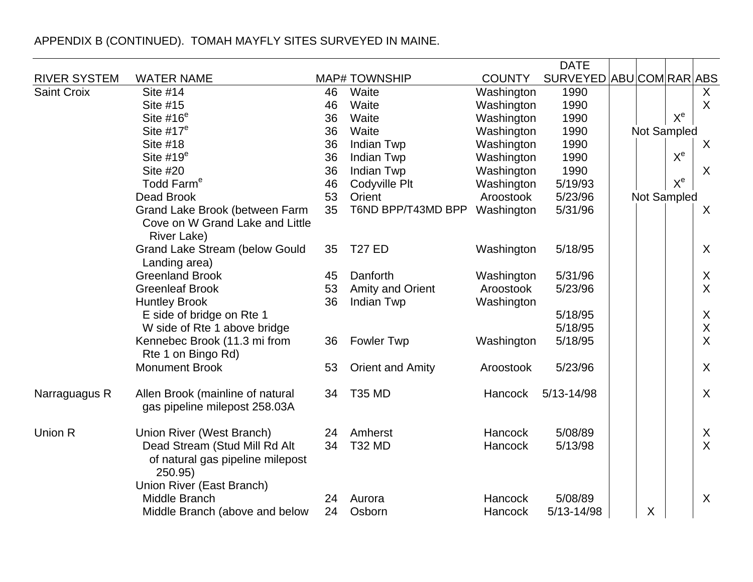APPENDIX B (CONTINUED). TOMAH MAYFLY SITES SURVEYED IN MAINE.

| RIVER SYSTEM | WATER NAME | MAP# | TOWNSHIP | COUNTY | DATE SURVEYED | ABU | COM | RAR | ABS |
|---|---|---|---|---|---|---|---|---|---|
| Saint Croix | Site #14 | 46 | Waite | Washington | 1990 | | | | X |
| | Site #15 | 46 | Waite | Washington | 1990 | | | | X |
| | Site #16[e] | 36 | Waite | Washington | 1990 | | | X[e] | |
| | Site #17[e] | 36 | Waite | Washington | 1990 | Not Sampled | | | |
| | Site #18 | 36 | Indian Twp | Washington | 1990 | | | | X |
| | Site #19[e] | 36 | Indian Twp | Washington | 1990 | | | X[e] | |
| | Site #20 | 36 | Indian Twp | Washington | 1990 | | | | X |
| | Todd Farm[e] | 46 | Codyville Plt | Washington | 5/19/93 | | | X[e] | |
| | Dead Brook | 53 | Orient | Aroostook | 5/23/96 | Not Sampled | | | |
| | Grand Lake Brook (between Farm Cove on W Grand Lake and Little River Lake) | 35 | T6ND BPP/T43MD BPP | Washington | 5/31/96 | | | | X |
| | Grand Lake Stream (below Gould Landing area) | 35 | T27 ED | Washington | 5/18/95 | | | | X |
| | Greenland Brook | 45 | Danforth | Washington | 5/31/96 | | | | X |
| | Greenleaf Brook | 53 | Amity and Orient | Aroostook | 5/23/96 | | | | X |
| | Huntley Brook | 36 | Indian Twp | Washington | | | | | |
| | E side of bridge on Rte 1 | | | | 5/18/95 | | | | X |
| | W side of Rte 1 above bridge | | | | 5/18/95 | | | | X |
| | Kennebec Brook (11.3 mi from Rte 1 on Bingo Rd) | 36 | Fowler Twp | Washington | 5/18/95 | | | | X |
| | Monument Brook | 53 | Orient and Amity | Aroostook | 5/23/96 | | | | X |
| Narraguagus R | Allen Brook (mainline of natural gas pipeline milepost 258.03A | 34 | T35 MD | Hancock | 5/13-14/98 | | | | X |
| Union R | Union River (West Branch) | 24 | Amherst | Hancock | 5/08/89 | | | | X |
| | Dead Stream (Stud Mill Rd Alt of natural gas pipeline milepost 250.95) | 34 | T32 MD | Hancock | 5/13/98 | | | | X |
| | Union River (East Branch) | | | | | | | | |
| | Middle Branch | 24 | Aurora | Hancock | 5/08/89 | | | | X |
| | Middle Branch (above and below | 24 | Osborn | Hancock | 5/13-14/98 | | X | | |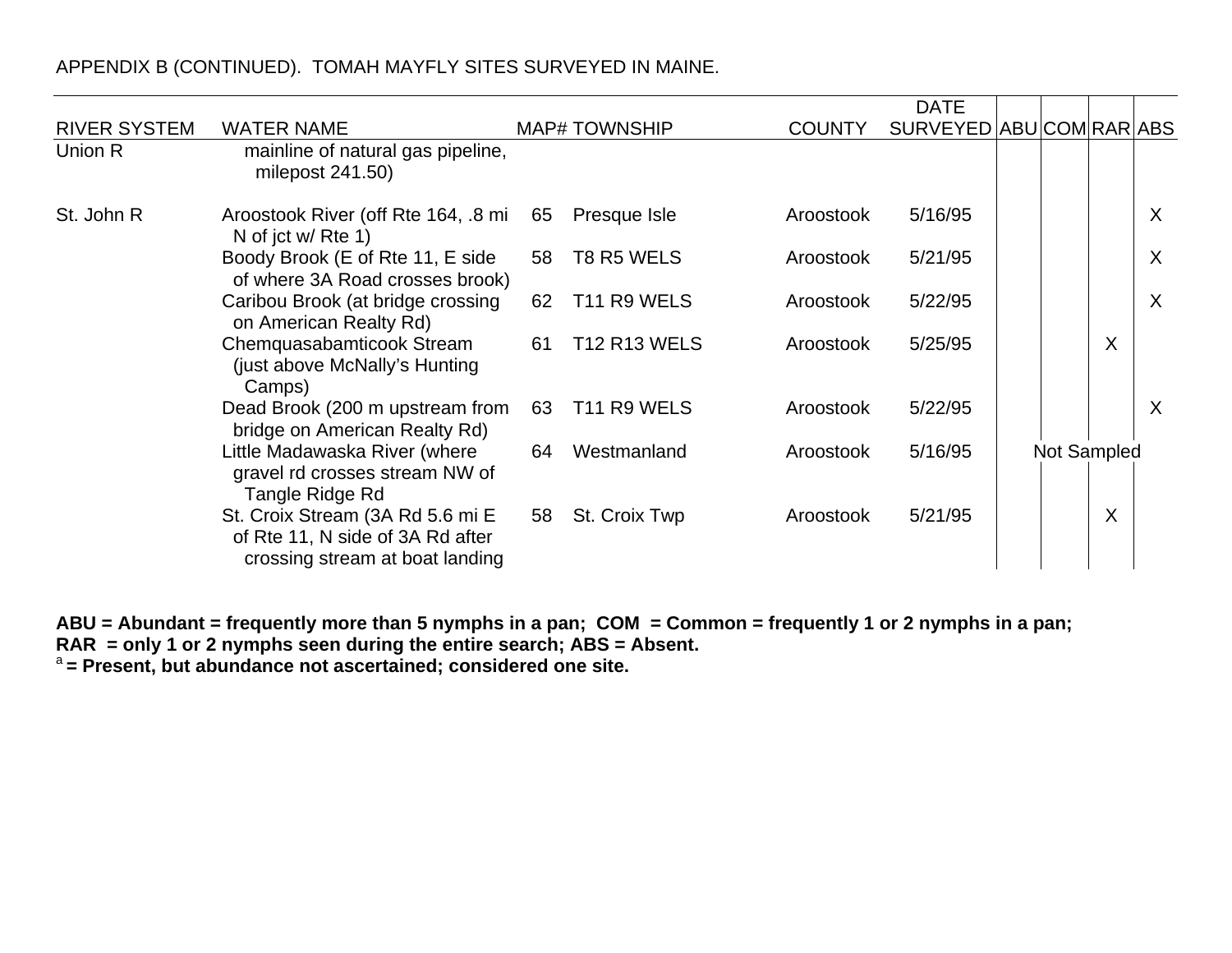APPENDIX B (CONTINUED). TOMAH MAYFLY SITES SURVEYED IN MAINE.

| RIVER SYSTEM | WATER NAME | MAP# | TOWNSHIP | COUNTY | DATE SURVEYED | ABU | COM | RAR | ABS |
|---|---|---|---|---|---|---|---|---|---|
| Union R | mainline of natural gas pipeline, milepost 241.50) | | | | | | | | |
| St. John R | Aroostook River (off Rte 164, .8 mi N of jct w/ Rte 1) | 65 | Presque Isle | Aroostook | 5/16/95 | | | | X |
| | Boody Brook (E of Rte 11, E side of where 3A Road crosses brook) | 58 | T8 R5 WELS | Aroostook | 5/21/95 | | | | X |
| | Caribou Brook (at bridge crossing on American Realty Rd) | 62 | T11 R9 WELS | Aroostook | 5/22/95 | | | | X |
| | Chemquasabamticook Stream (just above McNally's Hunting Camps) | 61 | T12 R13 WELS | Aroostook | 5/25/95 | | | X | |
| | Dead Brook (200 m upstream from bridge on American Realty Rd) | 63 | T11 R9 WELS | Aroostook | 5/22/95 | | | | X |
| | Little Madawaska River (where gravel rd crosses stream NW of Tangle Ridge Rd | 64 | Westmanland | Aroostook | 5/16/95 | Not Sampled | | | |
| | St. Croix Stream (3A Rd 5.6 mi E of Rte 11, N side of 3A Rd after crossing stream at boat landing | 58 | St. Croix Twp | Aroostook | 5/21/95 | | | X | |

**ABU = Abundant = frequently more than 5 nymphs in a pan; COM = Common = frequently 1 or 2 nymphs in a pan; RAR = only 1 or 2 nymphs seen during the entire search; ABS = Absent.**
[a] **= Present, but abundance not ascertained; considered one site.**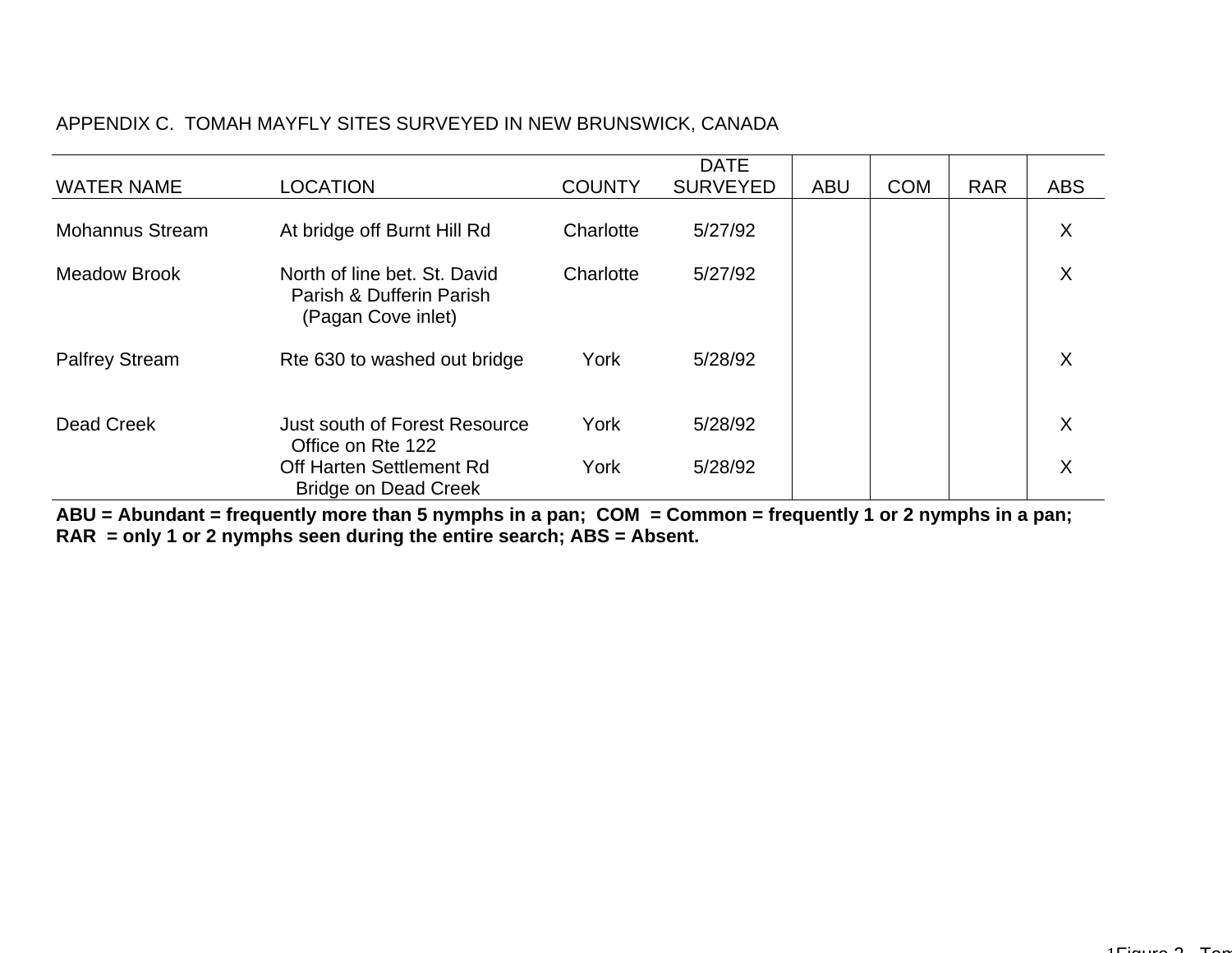APPENDIX C. TOMAH MAYFLY SITES SURVEYED IN NEW BRUNSWICK, CANADA

| WATER NAME | LOCATION | COUNTY | DATE SURVEYED | ABU | COM | RAR | ABS |
|---|---|---|---|---|---|---|---|
| Mohannus Stream | At bridge off Burnt Hill Rd | Charlotte | 5/27/92 | | | | X |
| Meadow Brook | North of line bet. St. David Parish & Dufferin Parish (Pagan Cove inlet) | Charlotte | 5/27/92 | | | | X |
| Palfrey Stream | Rte 630 to washed out bridge | York | 5/28/92 | | | | X |
| Dead Creek | Just south of Forest Resource Office on Rte 122 | York | 5/28/92 | | | | X |
| | Off Harten Settlement Rd Bridge on Dead Creek | York | 5/28/92 | | | | X |

**ABU = Abundant = frequently more than 5 nymphs in a pan; COM = Common = frequently 1 or 2 nymphs in a pan; RAR = only 1 or 2 nymphs seen during the entire search; ABS = Absent.**